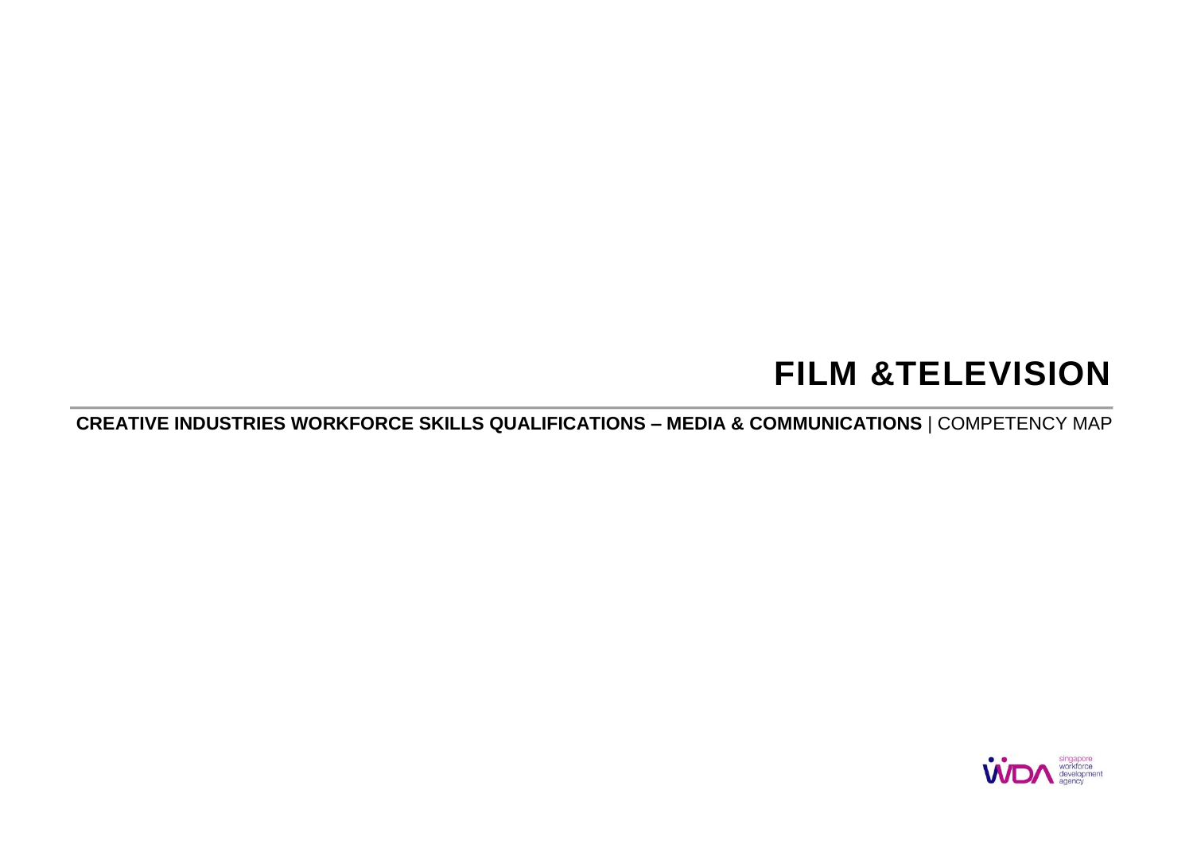# FILM &TELEVISION

**CREATIVE INDUSTRIES WORKFORCE SKILLS QUALIFICATIONS – MEDIA & COMMUNICATIONS** | COMPETENCY MAP

WDA singapore workforce development agency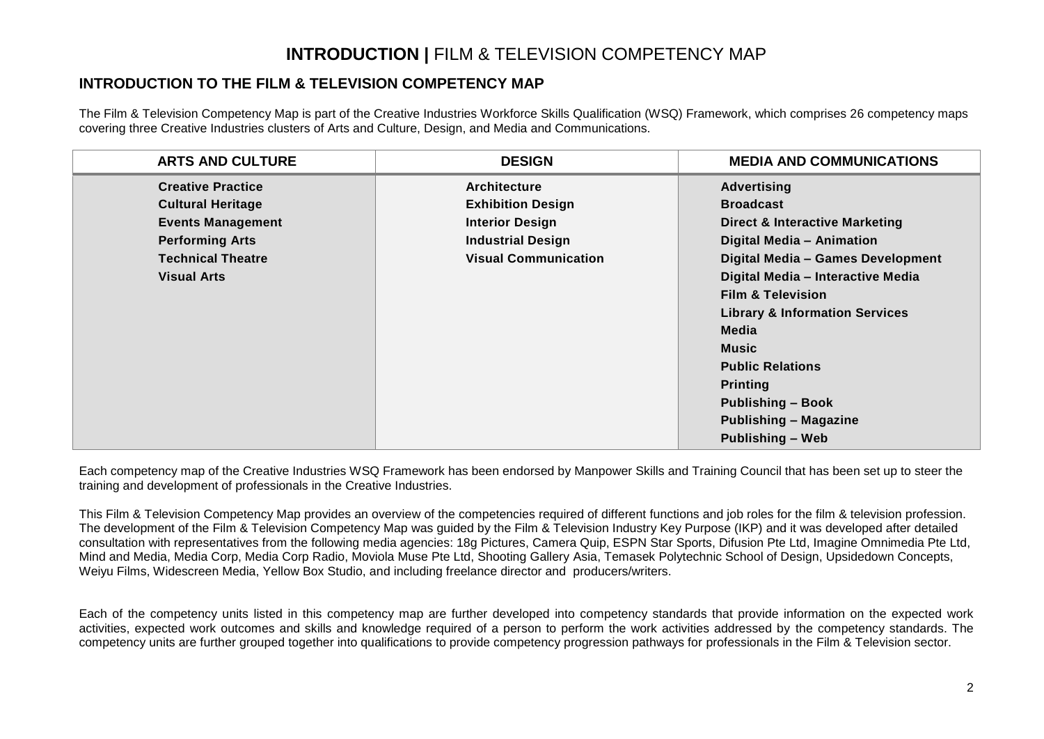# **INTRODUCTION |** FILM & TELEVISION COMPETENCY MAP

## INTRODUCTION TO THE FILM & TELEVISION COMPETENCY MAP

The Film & Television Competency Map is part of the Creative Industries Workforce Skills Qualification (WSQ) Framework, which comprises 26 competency maps covering three Creative Industries clusters of Arts and Culture, Design, and Media and Communications.

| ARTS AND CULTURE | DESIGN | MEDIA AND COMMUNICATIONS |
|---|---|---|
| **Creative Practice** | **Architecture** | **Advertising** |
| **Cultural Heritage** | **Exhibition Design** | **Broadcast** |
| **Events Management** | **Interior Design** | **Direct & Interactive Marketing** |
| **Performing Arts** | **Industrial Design** | **Digital Media – Animation** |
| **Technical Theatre** | **Visual Communication** | **Digital Media – Games Development** |
| **Visual Arts** | | **Digital Media – Interactive Media** |
| | | **Film & Television** |
| | | **Library & Information Services** |
| | | **Media** |
| | | **Music** |
| | | **Public Relations** |
| | | **Printing** |
| | | **Publishing – Book** |
| | | **Publishing – Magazine** |
| | | **Publishing – Web** |

Each competency map of the Creative Industries WSQ Framework has been endorsed by Manpower Skills and Training Council that has been set up to steer the training and development of professionals in the Creative Industries.

This Film & Television Competency Map provides an overview of the competencies required of different functions and job roles for the film & television profession. The development of the Film & Television Competency Map was guided by the Film & Television Industry Key Purpose (IKP) and it was developed after detailed consultation with representatives from the following media agencies: 18g Pictures, Camera Quip, ESPN Star Sports, Difusion Pte Ltd, Imagine Omnimedia Pte Ltd, Mind and Media, Media Corp, Media Corp Radio, Moviola Muse Pte Ltd, Shooting Gallery Asia, Temasek Polytechnic School of Design, Upsidedown Concepts, Weiyu Films, Widescreen Media, Yellow Box Studio, and including freelance director and producers/writers.

Each of the competency units listed in this competency map are further developed into competency standards that provide information on the expected work activities, expected work outcomes and skills and knowledge required of a person to perform the work activities addressed by the competency standards. The competency units are further grouped together into qualifications to provide competency progression pathways for professionals in the Film & Television sector.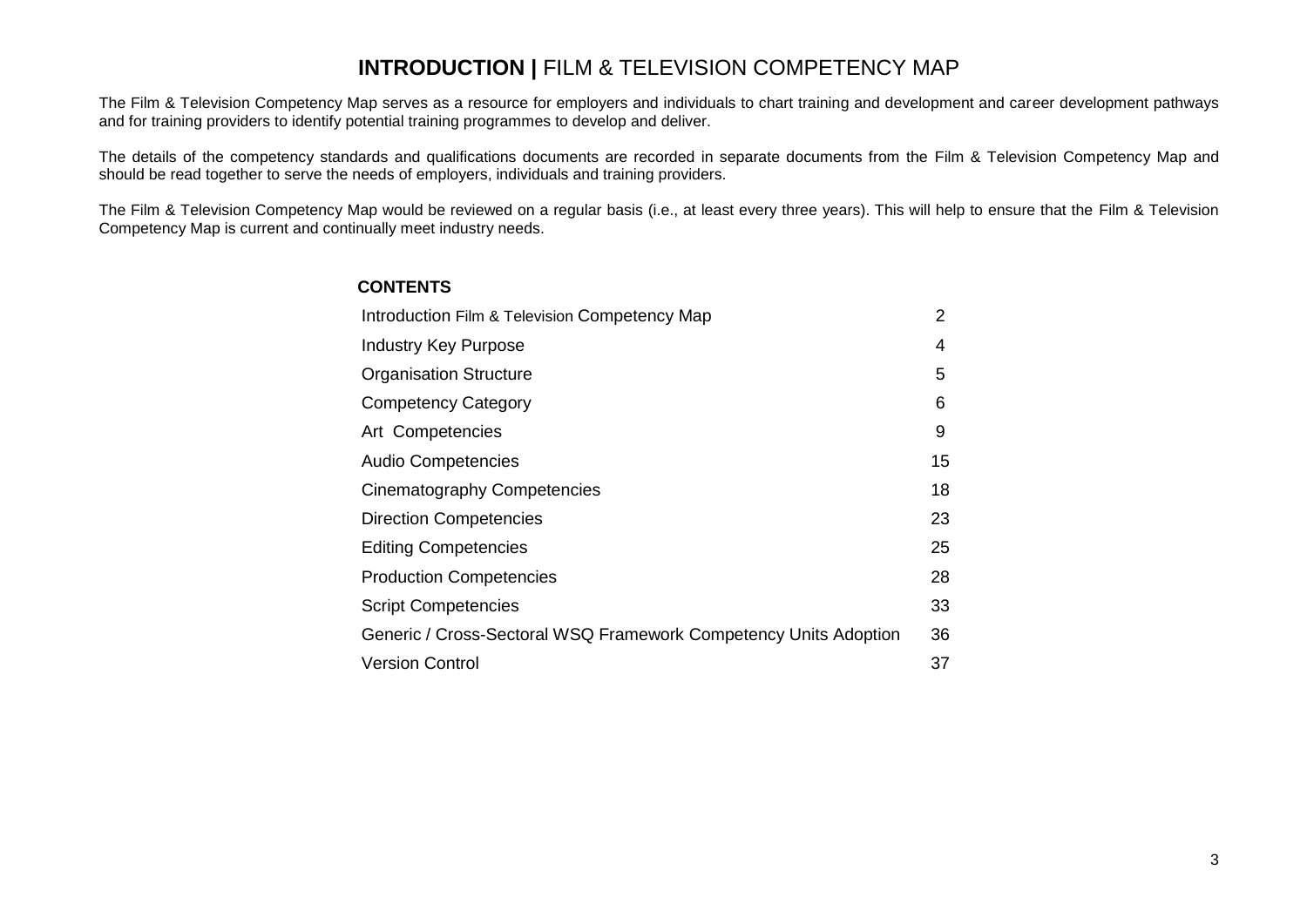# **INTRODUCTION |** FILM & TELEVISION COMPETENCY MAP

The Film & Television Competency Map serves as a resource for employers and individuals to chart training and development and career development pathways and for training providers to identify potential training programmes to develop and deliver.

The details of the competency standards and qualifications documents are recorded in separate documents from the Film & Television Competency Map and should be read together to serve the needs of employers, individuals and training providers.

The Film & Television Competency Map would be reviewed on a regular basis (i.e., at least every three years). This will help to ensure that the Film & Television Competency Map is current and continually meet industry needs.

## **CONTENTS**

| | |
|---|---|
| Introduction Film & Television Competency Map | 2 |
| Industry Key Purpose | 4 |
| Organisation Structure | 5 |
| Competency Category | 6 |
| Art Competencies | 9 |
| Audio Competencies | 15 |
| Cinematography Competencies | 18 |
| Direction Competencies | 23 |
| Editing Competencies | 25 |
| Production Competencies | 28 |
| Script Competencies | 33 |
| Generic / Cross-Sectoral WSQ Framework Competency Units Adoption | 36 |
| Version Control | 37 |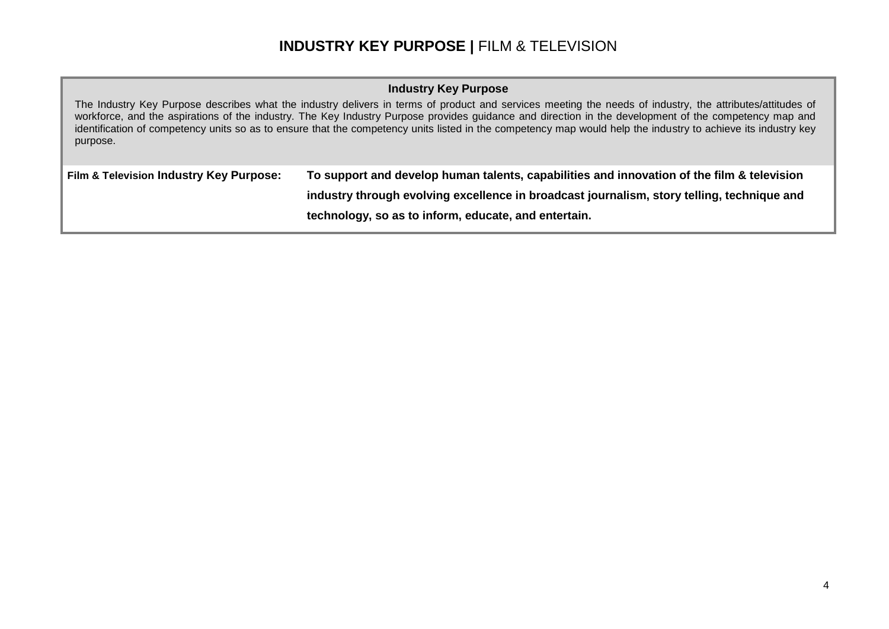# **INDUSTRY KEY PURPOSE |** FILM & TELEVISION

**Industry Key Purpose**

The Industry Key Purpose describes what the industry delivers in terms of product and services meeting the needs of industry, the attributes/attitudes of workforce, and the aspirations of the industry. The Key Industry Purpose provides guidance and direction in the development of the competency map and identification of competency units so as to ensure that the competency units listed in the competency map would help the industry to achieve its industry key purpose.

| | |
|---|---|
| **Film & Television Industry Key Purpose:** | **To support and develop human talents, capabilities and innovation of the film & television industry through evolving excellence in broadcast journalism, story telling, technique and technology, so as to inform, educate, and entertain.** |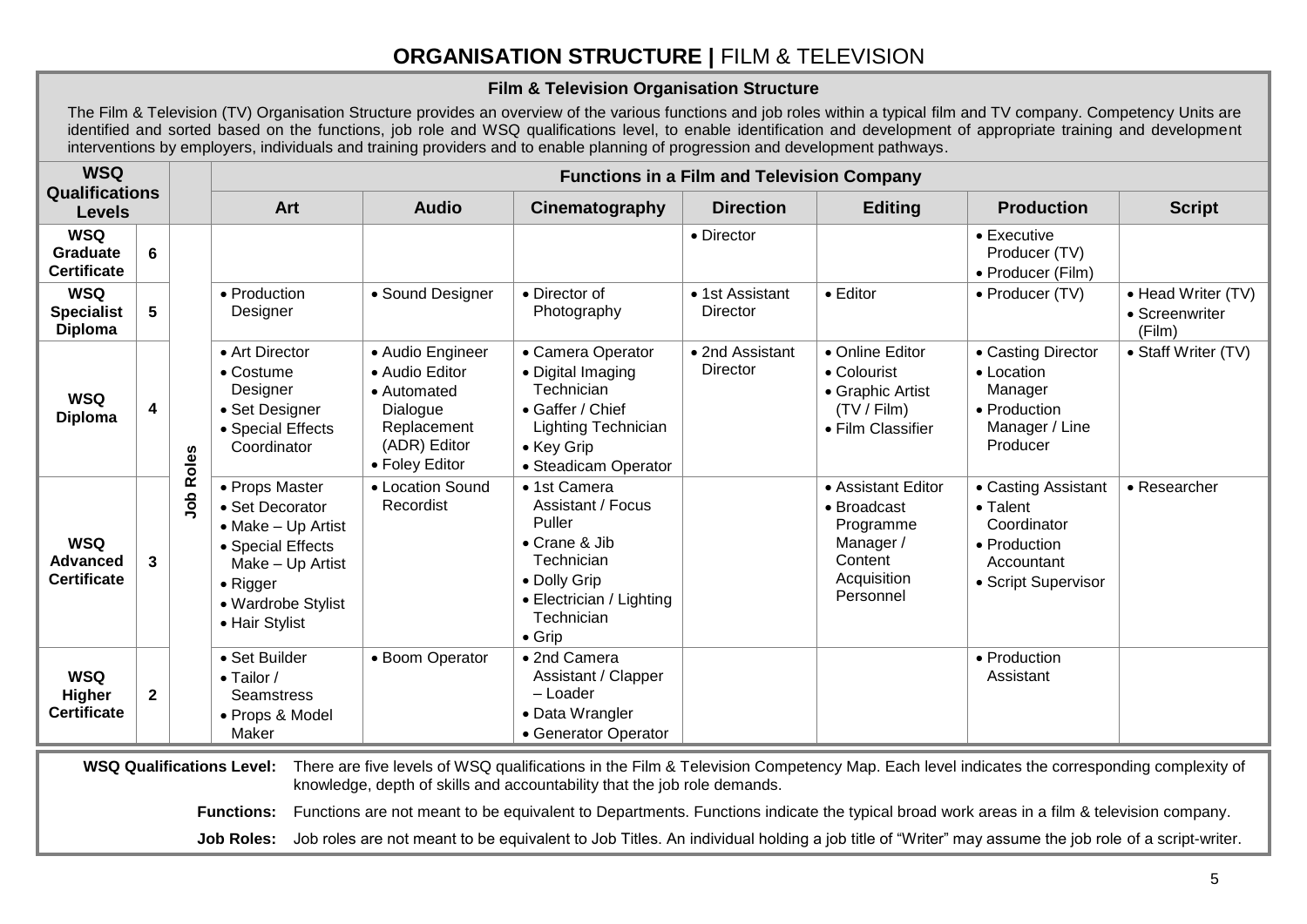# ORGANISATION STRUCTURE | FILM & TELEVISION

**Film & Television Organisation Structure**

The Film & Television (TV) Organisation Structure provides an overview of the various functions and job roles within a typical film and TV company. Competency Units are identified and sorted based on the functions, job role and WSQ qualifications level, to enable identification and development of appropriate training and development interventions by employers, individuals and training providers and to enable planning of progression and development pathways.

| WSQ Qualifications Levels | | | Functions in a Film and Television Company | | | | | | |
|---|---|---|---|---|---|---|---|---|---|
| | | | **Art** | **Audio** | **Cinematography** | **Direction** | **Editing** | **Production** | **Script** |
| **WSQ Graduate Certificate** | 6 | Job Roles | | | | • Director | | • Executive Producer (TV)<br>• Producer (Film) | |
| **WSQ Specialist Diploma** | 5 | Job Roles | • Production Designer | • Sound Designer | • Director of Photography | • 1st Assistant Director | • Editor | • Producer (TV) | • Head Writer (TV)<br>• Screenwriter (Film) |
| **WSQ Diploma** | 4 | Job Roles | • Art Director<br>• Costume Designer<br>• Set Designer<br>• Special Effects Coordinator | • Audio Engineer<br>• Audio Editor<br>• Automated Dialogue Replacement (ADR) Editor<br>• Foley Editor | • Camera Operator<br>• Digital Imaging Technician<br>• Gaffer / Chief Lighting Technician<br>• Key Grip<br>• Steadicam Operator | • 2nd Assistant Director | • Online Editor<br>• Colourist<br>• Graphic Artist (TV / Film)<br>• Film Classifier | • Casting Director<br>• Location Manager<br>• Production Manager / Line Producer | • Staff Writer (TV) |
| **WSQ Advanced Certificate** | 3 | Job Roles | • Props Master<br>• Set Decorator<br>• Make – Up Artist<br>• Special Effects Make – Up Artist<br>• Rigger<br>• Wardrobe Stylist<br>• Hair Stylist | • Location Sound Recordist | • 1st Camera Assistant / Focus Puller<br>• Crane & Jib Technician<br>• Dolly Grip<br>• Electrician / Lighting Technician<br>• Grip | | • Assistant Editor<br>• Broadcast Programme Manager / Content Acquisition Personnel | • Casting Assistant<br>• Talent Coordinator<br>• Production Accountant<br>• Script Supervisor | • Researcher |
| **WSQ Higher Certificate** | 2 | Job Roles | • Set Builder<br>• Tailor / Seamstress<br>• Props & Model Maker | • Boom Operator | • 2nd Camera Assistant / Clapper – Loader<br>• Data Wrangler<br>• Generator Operator | | | • Production Assistant | |

**WSQ Qualifications Level:** There are five levels of WSQ qualifications in the Film & Television Competency Map. Each level indicates the corresponding complexity of knowledge, depth of skills and accountability that the job role demands.

**Functions:** Functions are not meant to be equivalent to Departments. Functions indicate the typical broad work areas in a film & television company.

**Job Roles:** Job roles are not meant to be equivalent to Job Titles. An individual holding a job title of "Writer" may assume the job role of a script-writer.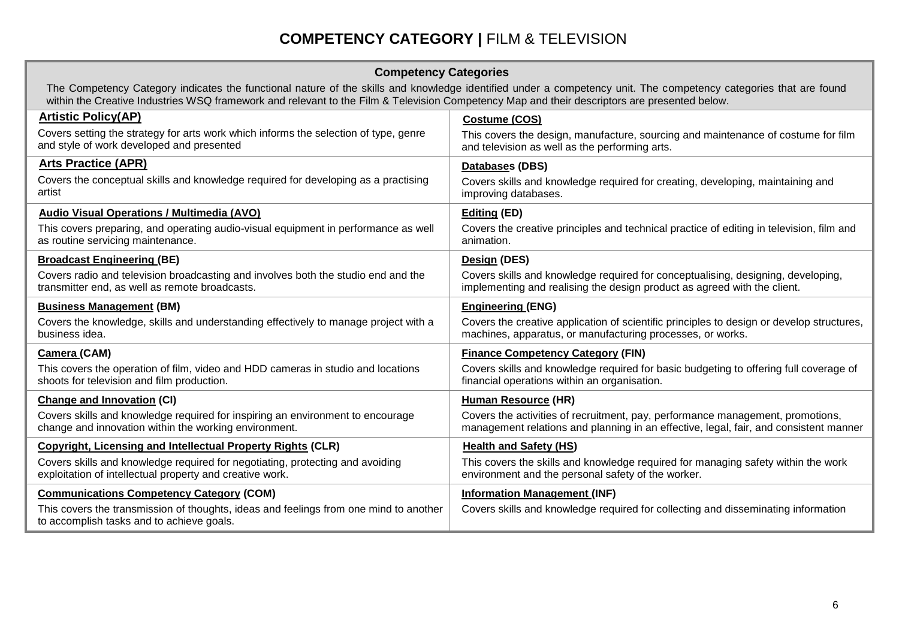# COMPETENCY CATEGORY | FILM & TELEVISION

## Competency Categories

The Competency Category indicates the functional nature of the skills and knowledge identified under a competency unit. The competency categories that are found within the Creative Industries WSQ framework and relevant to the Film & Television Competency Map and their descriptors are presented below.

| | |
|---|---|
| **Artistic Policy(AP)**<br>Covers setting the strategy for arts work which informs the selection of type, genre and style of work developed and presented | **Costume (COS)**<br>This covers the design, manufacture, sourcing and maintenance of costume for film and television as well as the performing arts. |
| **Arts Practice (APR)**<br>Covers the conceptual skills and knowledge required for developing as a practising artist | **Databases (DBS)**<br>Covers skills and knowledge required for creating, developing, maintaining and improving databases. |
| **Audio Visual Operations / Multimedia (AVO)**<br>This covers preparing, and operating audio-visual equipment in performance as well as routine servicing maintenance. | **Editing (ED)**<br>Covers the creative principles and technical practice of editing in television, film and animation. |
| **Broadcast Engineering (BE)**<br>Covers radio and television broadcasting and involves both the studio end and the transmitter end, as well as remote broadcasts. | **Design (DES)**<br>Covers skills and knowledge required for conceptualising, designing, developing, implementing and realising the design product as agreed with the client. |
| **Business Management (BM)**<br>Covers the knowledge, skills and understanding effectively to manage project with a business idea. | **Engineering (ENG)**<br>Covers the creative application of scientific principles to design or develop structures, machines, apparatus, or manufacturing processes, or works. |
| **Camera (CAM)**<br>This covers the operation of film, video and HDD cameras in studio and locations shoots for television and film production. | **Finance Competency Category (FIN)**<br>Covers skills and knowledge required for basic budgeting to offering full coverage of financial operations within an organisation. |
| **Change and Innovation (CI)**<br>Covers skills and knowledge required for inspiring an environment to encourage change and innovation within the working environment. | **Human Resource (HR)**<br>Covers the activities of recruitment, pay, performance management, promotions, management relations and planning in an effective, legal, fair, and consistent manner |
| **Copyright, Licensing and Intellectual Property Rights (CLR)**<br>Covers skills and knowledge required for negotiating, protecting and avoiding exploitation of intellectual property and creative work. | **Health and Safety (HS)**<br>This covers the skills and knowledge required for managing safety within the work environment and the personal safety of the worker. |
| **Communications Competency Category (COM)**<br>This covers the transmission of thoughts, ideas and feelings from one mind to another to accomplish tasks and to achieve goals. | **Information Management (INF)**<br>Covers skills and knowledge required for collecting and disseminating information |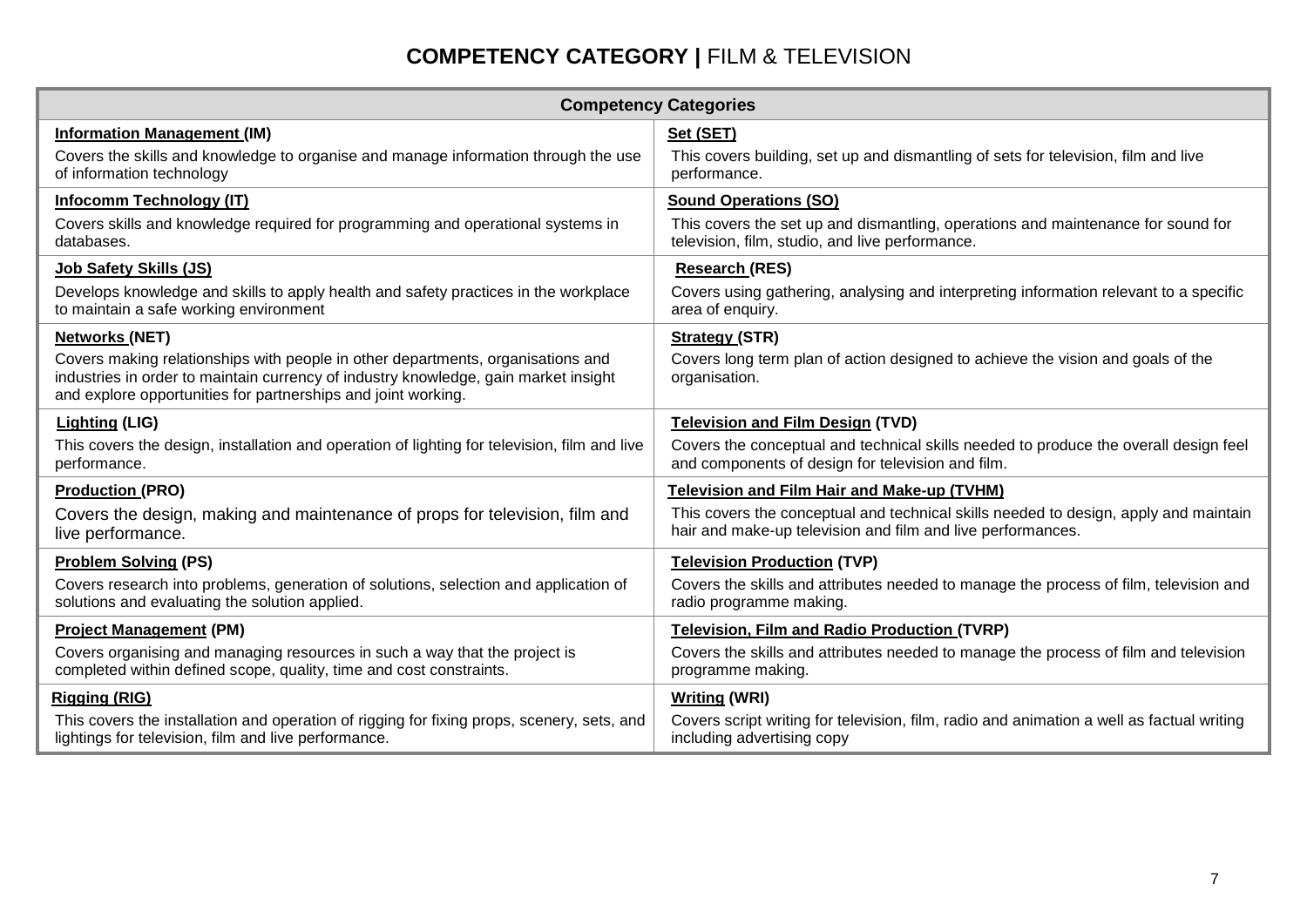# **COMPETENCY CATEGORY |** FILM & TELEVISION

| Competency Categories | |
|---|---|
| **Information Management (IM)**<br>Covers the skills and knowledge to organise and manage information through the use of information technology | **Set (SET)**<br>This covers building, set up and dismantling of sets for television, film and live performance. |
| **Infocomm Technology (IT)**<br>Covers skills and knowledge required for programming and operational systems in databases. | **Sound Operations (SO)**<br>This covers the set up and dismantling, operations and maintenance for sound for television, film, studio, and live performance. |
| **Job Safety Skills (JS)**<br>Develops knowledge and skills to apply health and safety practices in the workplace to maintain a safe working environment | **Research (RES)**<br>Covers using gathering, analysing and interpreting information relevant to a specific area of enquiry. |
| **Networks (NET)**<br>Covers making relationships with people in other departments, organisations and industries in order to maintain currency of industry knowledge, gain market insight and explore opportunities for partnerships and joint working. | **Strategy (STR)**<br>Covers long term plan of action designed to achieve the vision and goals of the organisation. |
| **Lighting (LIG)**<br>This covers the design, installation and operation of lighting for television, film and live performance. | **Television and Film Design (TVD)**<br>Covers the conceptual and technical skills needed to produce the overall design feel and components of design for television and film. |
| **Production (PRO)**<br>Covers the design, making and maintenance of props for television, film and live performance. | **Television and Film Hair and Make-up (TVHM)**<br>This covers the conceptual and technical skills needed to design, apply and maintain hair and make-up television and film and live performances. |
| **Problem Solving (PS)**<br>Covers research into problems, generation of solutions, selection and application of solutions and evaluating the solution applied. | **Television Production (TVP)**<br>Covers the skills and attributes needed to manage the process of film, television and radio programme making. |
| **Project Management (PM)**<br>Covers organising and managing resources in such a way that the project is completed within defined scope, quality, time and cost constraints. | **Television, Film and Radio Production (TVRP)**<br>Covers the skills and attributes needed to manage the process of film and television programme making. |
| **Rigging (RIG)**<br>This covers the installation and operation of rigging for fixing props, scenery, sets, and lightings for television, film and live performance. | **Writing (WRI)**<br>Covers script writing for television, film, radio and animation a well as factual writing including advertising copy |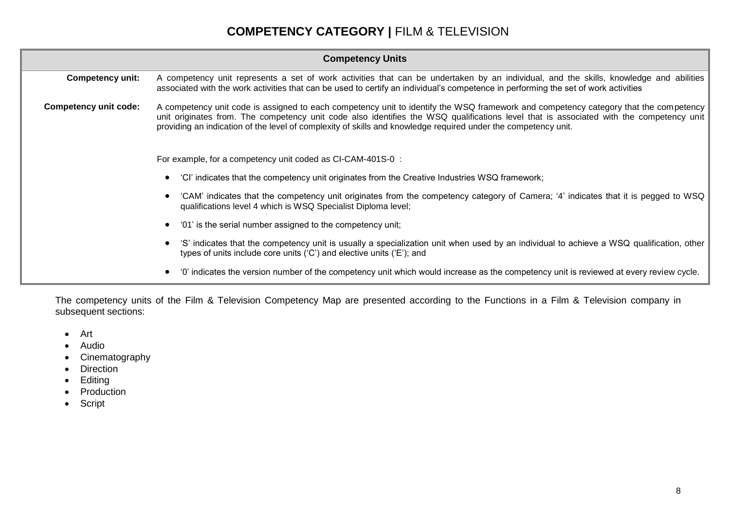# COMPETENCY CATEGORY | FILM & TELEVISION

| Competency Units | |
|---|---|
| **Competency unit:** | A competency unit represents a set of work activities that can be undertaken by an individual, and the skills, knowledge and abilities associated with the work activities that can be used to certify an individual's competence in performing the set of work activities |
| **Competency unit code:** | A competency unit code is assigned to each competency unit to identify the WSQ framework and competency category that the competency unit originates from. The competency unit code also identifies the WSQ qualifications level that is associated with the competency unit providing an indication of the level of complexity of skills and knowledge required under the competency unit.<br><br>For example, for a competency unit coded as CI-CAM-401S-0 :<br>• 'CI' indicates that the competency unit originates from the Creative Industries WSQ framework;<br>• 'CAM' indicates that the competency unit originates from the competency category of Camera; '4' indicates that it is pegged to WSQ qualifications level 4 which is WSQ Specialist Diploma level;<br>• '01' is the serial number assigned to the competency unit;<br>• 'S' indicates that the competency unit is usually a specialization unit when used by an individual to achieve a WSQ qualification, other types of units include core units ('C') and elective units ('E'); and<br>• '0' indicates the version number of the competency unit which would increase as the competency unit is reviewed at every review cycle. |

The competency units of the Film & Television Competency Map are presented according to the Functions in a Film & Television company in subsequent sections:

- Art
- Audio
- Cinematography
- Direction
- Editing
- Production
- Script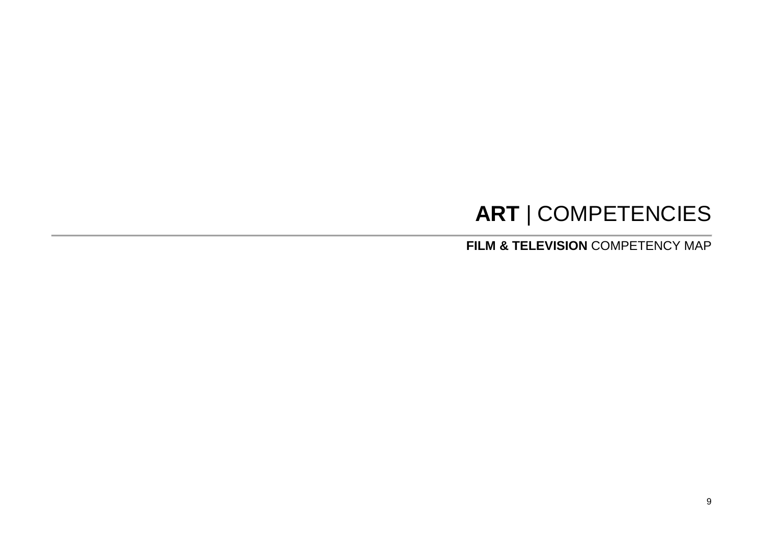# **ART** | COMPETENCIES

---

**FILM & TELEVISION** COMPETENCY MAP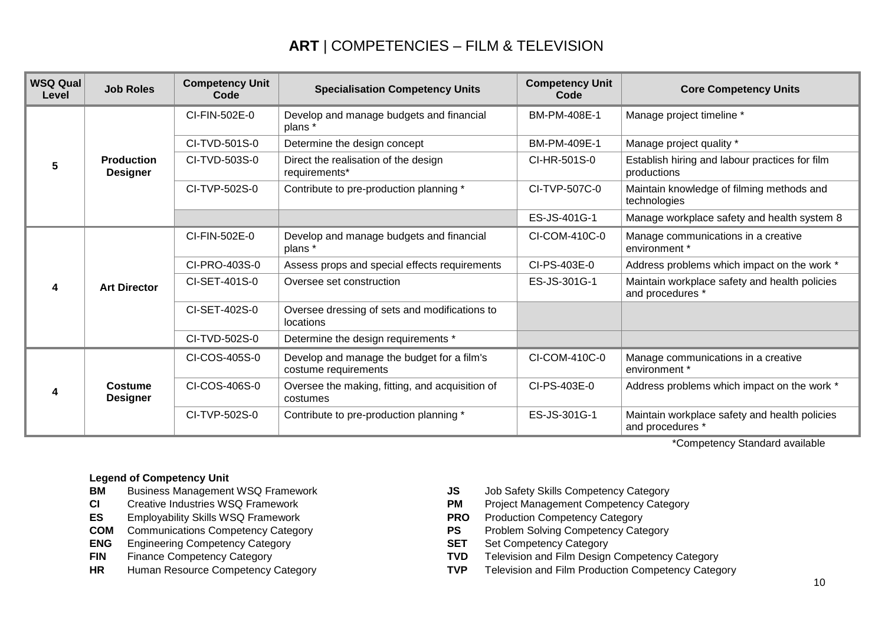# **ART** | COMPETENCIES – FILM & TELEVISION

| WSQ Qual Level | Job Roles | Competency Unit Code | Specialisation Competency Units | Competency Unit Code | Core Competency Units |
|---|---|---|---|---|---|
| 5 | **Production Designer** | CI-FIN-502E-0 | Develop and manage budgets and financial plans * | BM-PM-408E-1 | Manage project timeline * |
| | | CI-TVD-501S-0 | Determine the design concept | BM-PM-409E-1 | Manage project quality * |
| | | CI-TVD-503S-0 | Direct the realisation of the design requirements* | CI-HR-501S-0 | Establish hiring and labour practices for film productions |
| | | CI-TVP-502S-0 | Contribute to pre-production planning * | CI-TVP-507C-0 | Maintain knowledge of filming methods and technologies |
| | | | | ES-JS-401G-1 | Manage workplace safety and health system 8 |
| 4 | **Art Director** | CI-FIN-502E-0 | Develop and manage budgets and financial plans * | CI-COM-410C-0 | Manage communications in a creative environment * |
| | | CI-PRO-403S-0 | Assess props and special effects requirements | CI-PS-403E-0 | Address problems which impact on the work * |
| | | CI-SET-401S-0 | Oversee set construction | ES-JS-301G-1 | Maintain workplace safety and health policies and procedures * |
| | | CI-SET-402S-0 | Oversee dressing of sets and modifications to locations | | |
| | | CI-TVD-502S-0 | Determine the design requirements * | | |
| 4 | **Costume Designer** | CI-COS-405S-0 | Develop and manage the budget for a film's costume requirements | CI-COM-410C-0 | Manage communications in a creative environment * |
| | | CI-COS-406S-0 | Oversee the making, fitting, and acquisition of costumes | CI-PS-403E-0 | Address problems which impact on the work * |
| | | CI-TVP-502S-0 | Contribute to pre-production planning * | ES-JS-301G-1 | Maintain workplace safety and health policies and procedures * |

*Competency Standard available

**Legend of Competency Unit**

- **BM** Business Management WSQ Framework
- **CI** Creative Industries WSQ Framework
- **ES** Employability Skills WSQ Framework
- **COM** Communications Competency Category
- **ENG** Engineering Competency Category
- **FIN** Finance Competency Category
- **HR** Human Resource Competency Category
- **JS** Job Safety Skills Competency Category
- **PM** Project Management Competency Category
- **PRO** Production Competency Category
- **PS** Problem Solving Competency Category
- **SET** Set Competency Category
- **TVD** Television and Film Design Competency Category
- **TVP** Television and Film Production Competency Category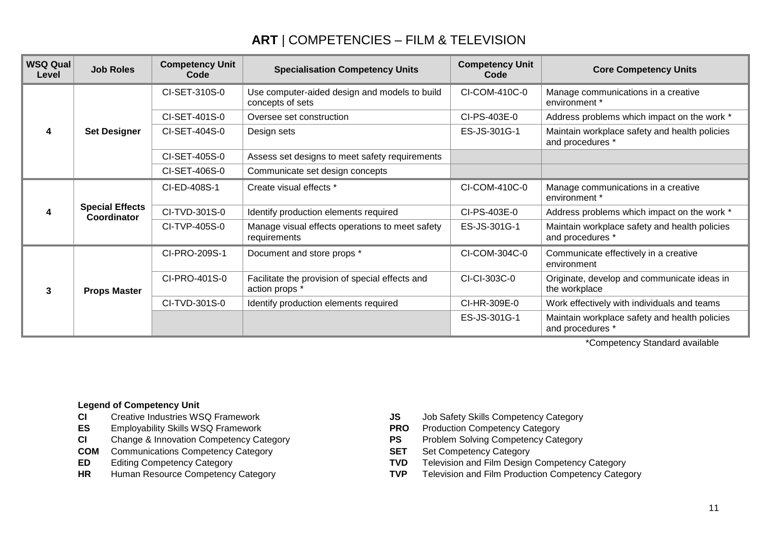# **ART** | COMPETENCIES – FILM & TELEVISION

| WSQ Qual Level | Job Roles | Competency Unit Code | Specialisation Competency Units | Competency Unit Code | Core Competency Units |
|---|---|---|---|---|---|
| 4 | **Set Designer** | CI-SET-310S-0 | Use computer-aided design and models to build concepts of sets | CI-COM-410C-0 | Manage communications in a creative environment * |
| | | CI-SET-401S-0 | Oversee set construction | CI-PS-403E-0 | Address problems which impact on the work * |
| | | CI-SET-404S-0 | Design sets | ES-JS-301G-1 | Maintain workplace safety and health policies and procedures * |
| | | CI-SET-405S-0 | Assess set designs to meet safety requirements | | |
| | | CI-SET-406S-0 | Communicate set design concepts | | |
| 4 | **Special Effects Coordinator** | CI-ED-408S-1 | Create visual effects * | CI-COM-410C-0 | Manage communications in a creative environment * |
| | | CI-TVD-301S-0 | Identify production elements required | CI-PS-403E-0 | Address problems which impact on the work * |
| | | CI-TVP-405S-0 | Manage visual effects operations to meet safety requirements | ES-JS-301G-1 | Maintain workplace safety and health policies and procedures * |
| 3 | **Props Master** | CI-PRO-209S-1 | Document and store props * | CI-COM-304C-0 | Communicate effectively in a creative environment |
| | | CI-PRO-401S-0 | Facilitate the provision of special effects and action props * | CI-CI-303C-0 | Originate, develop and communicate ideas in the workplace |
| | | CI-TVD-301S-0 | Identify production elements required | CI-HR-309E-0 | Work effectively with individuals and teams |
| | | | | ES-JS-301G-1 | Maintain workplace safety and health policies and procedures * |

*Competency Standard available

**Legend of Competency Unit**

**CI** Creative Industries WSQ Framework
**ES** Employability Skills WSQ Framework
**CI** Change & Innovation Competency Category
**COM** Communications Competency Category
**ED** Editing Competency Category
**HR** Human Resource Competency Category
**JS** Job Safety Skills Competency Category
**PRO** Production Competency Category
**PS** Problem Solving Competency Category
**SET** Set Competency Category
**TVD** Television and Film Design Competency Category
**TVP** Television and Film Production Competency Category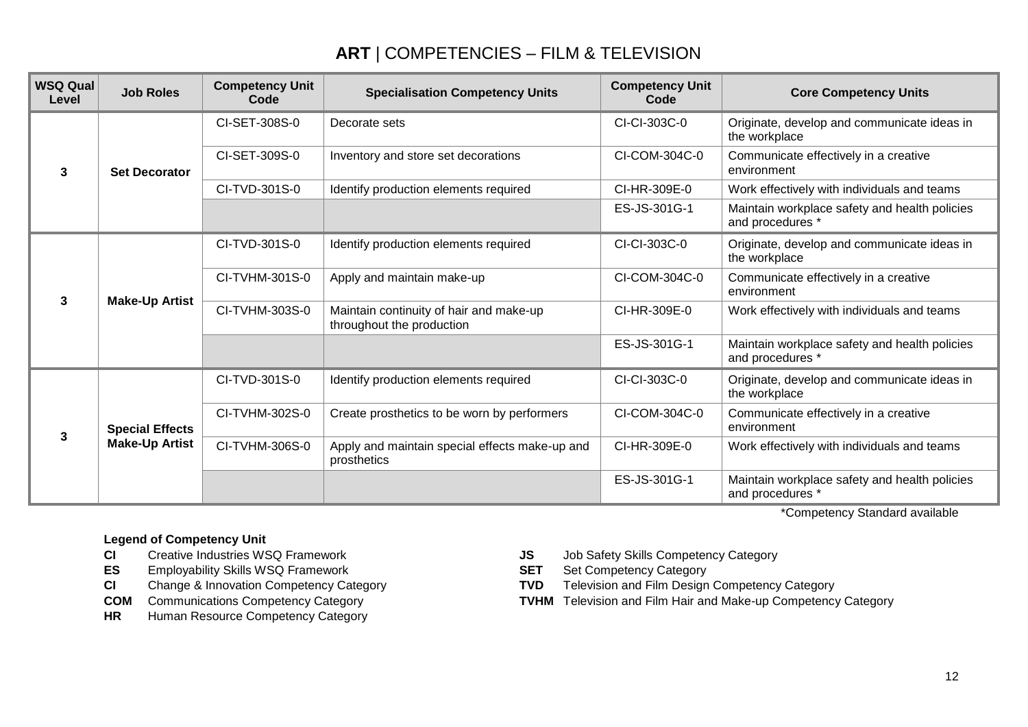# **ART** | COMPETENCIES – FILM & TELEVISION

| WSQ Qual Level | Job Roles | Competency Unit Code | Specialisation Competency Units | Competency Unit Code | Core Competency Units |
|---|---|---|---|---|---|
| 3 | **Set Decorator** | CI-SET-308S-0 | Decorate sets | CI-CI-303C-0 | Originate, develop and communicate ideas in the workplace |
| | | CI-SET-309S-0 | Inventory and store set decorations | CI-COM-304C-0 | Communicate effectively in a creative environment |
| | | CI-TVD-301S-0 | Identify production elements required | CI-HR-309E-0 | Work effectively with individuals and teams |
| | | | | ES-JS-301G-1 | Maintain workplace safety and health policies and procedures * |
| 3 | **Make-Up Artist** | CI-TVD-301S-0 | Identify production elements required | CI-CI-303C-0 | Originate, develop and communicate ideas in the workplace |
| | | CI-TVHM-301S-0 | Apply and maintain make-up | CI-COM-304C-0 | Communicate effectively in a creative environment |
| | | CI-TVHM-303S-0 | Maintain continuity of hair and make-up throughout the production | CI-HR-309E-0 | Work effectively with individuals and teams |
| | | | | ES-JS-301G-1 | Maintain workplace safety and health policies and procedures * |
| 3 | **Special Effects Make-Up Artist** | CI-TVD-301S-0 | Identify production elements required | CI-CI-303C-0 | Originate, develop and communicate ideas in the workplace |
| | | CI-TVHM-302S-0 | Create prosthetics to be worn by performers | CI-COM-304C-0 | Communicate effectively in a creative environment |
| | | CI-TVHM-306S-0 | Apply and maintain special effects make-up and prosthetics | CI-HR-309E-0 | Work effectively with individuals and teams |
| | | | | ES-JS-301G-1 | Maintain workplace safety and health policies and procedures * |

*Competency Standard available

**Legend of Competency Unit**

- **CI** Creative Industries WSQ Framework
- **ES** Employability Skills WSQ Framework
- **CI** Change & Innovation Competency Category
- **COM** Communications Competency Category
- **HR** Human Resource Competency Category
- **JS** Job Safety Skills Competency Category
- **SET** Set Competency Category
- **TVD** Television and Film Design Competency Category
- **TVHM** Television and Film Hair and Make-up Competency Category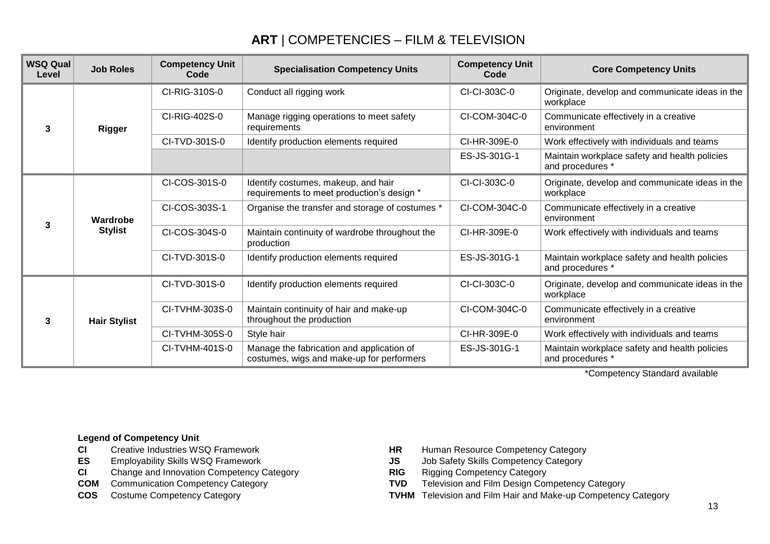# **ART** | COMPETENCIES – FILM & TELEVISION

| WSQ Qual Level | Job Roles | Competency Unit Code | Specialisation Competency Units | Competency Unit Code | Core Competency Units |
|---|---|---|---|---|---|
| 3 | Rigger | CI-RIG-310S-0 | Conduct all rigging work | CI-CI-303C-0 | Originate, develop and communicate ideas in the workplace |
| | | CI-RIG-402S-0 | Manage rigging operations to meet safety requirements | CI-COM-304C-0 | Communicate effectively in a creative environment |
| | | CI-TVD-301S-0 | Identify production elements required | CI-HR-309E-0 | Work effectively with individuals and teams |
| | | | | ES-JS-301G-1 | Maintain workplace safety and health policies and procedures * |
| 3 | Wardrobe Stylist | CI-COS-301S-0 | Identify costumes, makeup, and hair requirements to meet production's design * | CI-CI-303C-0 | Originate, develop and communicate ideas in the workplace |
| | | CI-COS-303S-1 | Organise the transfer and storage of costumes * | CI-COM-304C-0 | Communicate effectively in a creative environment |
| | | CI-COS-304S-0 | Maintain continuity of wardrobe throughout the production | CI-HR-309E-0 | Work effectively with individuals and teams |
| | | CI-TVD-301S-0 | Identify production elements required | ES-JS-301G-1 | Maintain workplace safety and health policies and procedures * |
| 3 | Hair Stylist | CI-TVD-301S-0 | Identify production elements required | CI-CI-303C-0 | Originate, develop and communicate ideas in the workplace |
| | | CI-TVHM-303S-0 | Maintain continuity of hair and make-up throughout the production | CI-COM-304C-0 | Communicate effectively in a creative environment |
| | | CI-TVHM-305S-0 | Style hair | CI-HR-309E-0 | Work effectively with individuals and teams |
| | | CI-TVHM-401S-0 | Manage the fabrication and application of costumes, wigs and make-up for performers | ES-JS-301G-1 | Maintain workplace safety and health policies and procedures * |

*Competency Standard available

**Legend of Competency Unit**

- **CI** Creative Industries WSQ Framework
- **ES** Employability Skills WSQ Framework
- **CI** Change and Innovation Competency Category
- **COM** Communication Competency Category
- **COS** Costume Competency Category
- **HR** Human Resource Competency Category
- **JS** Job Safety Skills Competency Category
- **RIG** Rigging Competency Category
- **TVD** Television and Film Design Competency Category
- **TVHM** Television and Film Hair and Make-up Competency Category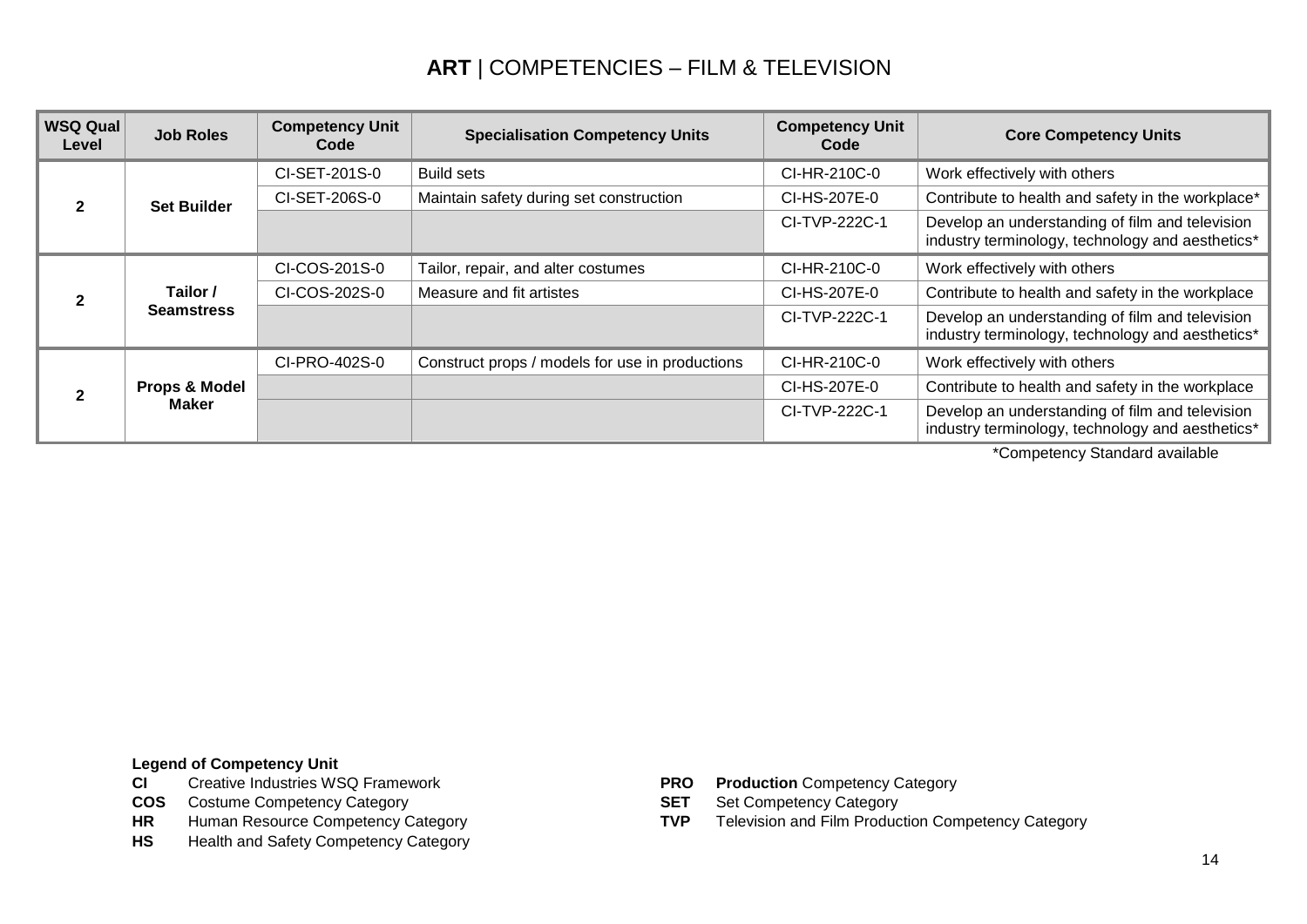# **ART** | COMPETENCIES – FILM & TELEVISION

| WSQ Qual Level | Job Roles | Competency Unit Code | Specialisation Competency Units | Competency Unit Code | Core Competency Units |
|---|---|---|---|---|---|
| 2 | Set Builder | CI-SET-201S-0 | Build sets | CI-HR-210C-0 | Work effectively with others |
| | | CI-SET-206S-0 | Maintain safety during set construction | CI-HS-207E-0 | Contribute to health and safety in the workplace* |
| | | | | CI-TVP-222C-1 | Develop an understanding of film and television industry terminology, technology and aesthetics* |
| 2 | Tailor / Seamstress | CI-COS-201S-0 | Tailor, repair, and alter costumes | CI-HR-210C-0 | Work effectively with others |
| | | CI-COS-202S-0 | Measure and fit artistes | CI-HS-207E-0 | Contribute to health and safety in the workplace |
| | | | | CI-TVP-222C-1 | Develop an understanding of film and television industry terminology, technology and aesthetics* |
| 2 | Props & Model Maker | CI-PRO-402S-0 | Construct props / models for use in productions | CI-HR-210C-0 | Work effectively with others |
| | | | | CI-HS-207E-0 | Contribute to health and safety in the workplace |
| | | | | CI-TVP-222C-1 | Develop an understanding of film and television industry terminology, technology and aesthetics* |

*Competency Standard available

**Legend of Competency Unit**

- **CI** Creative Industries WSQ Framework
- **COS** Costume Competency Category
- **HR** Human Resource Competency Category
- **HS** Health and Safety Competency Category
- **PRO** **Production** Competency Category
- **SET** Set Competency Category
- **TVP** Television and Film Production Competency Category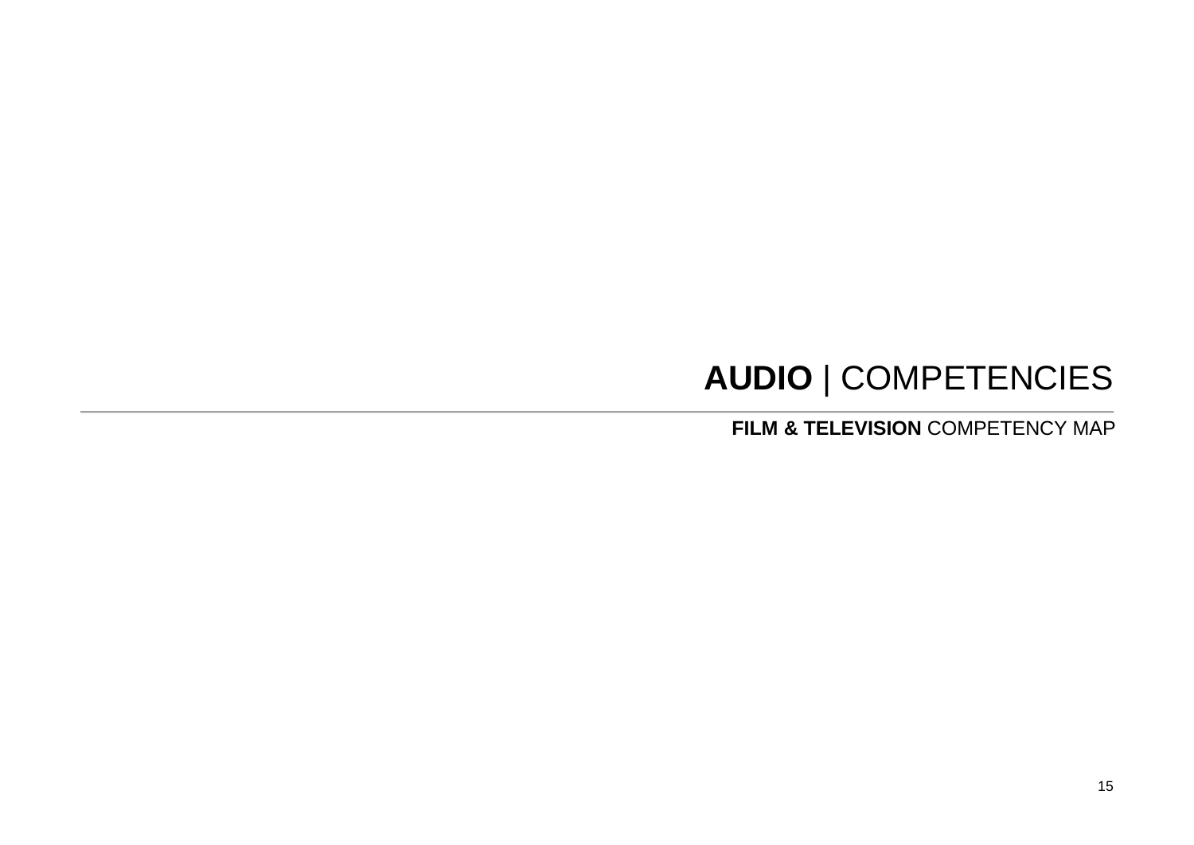# **AUDIO** | COMPETENCIES

**FILM & TELEVISION** COMPETENCY MAP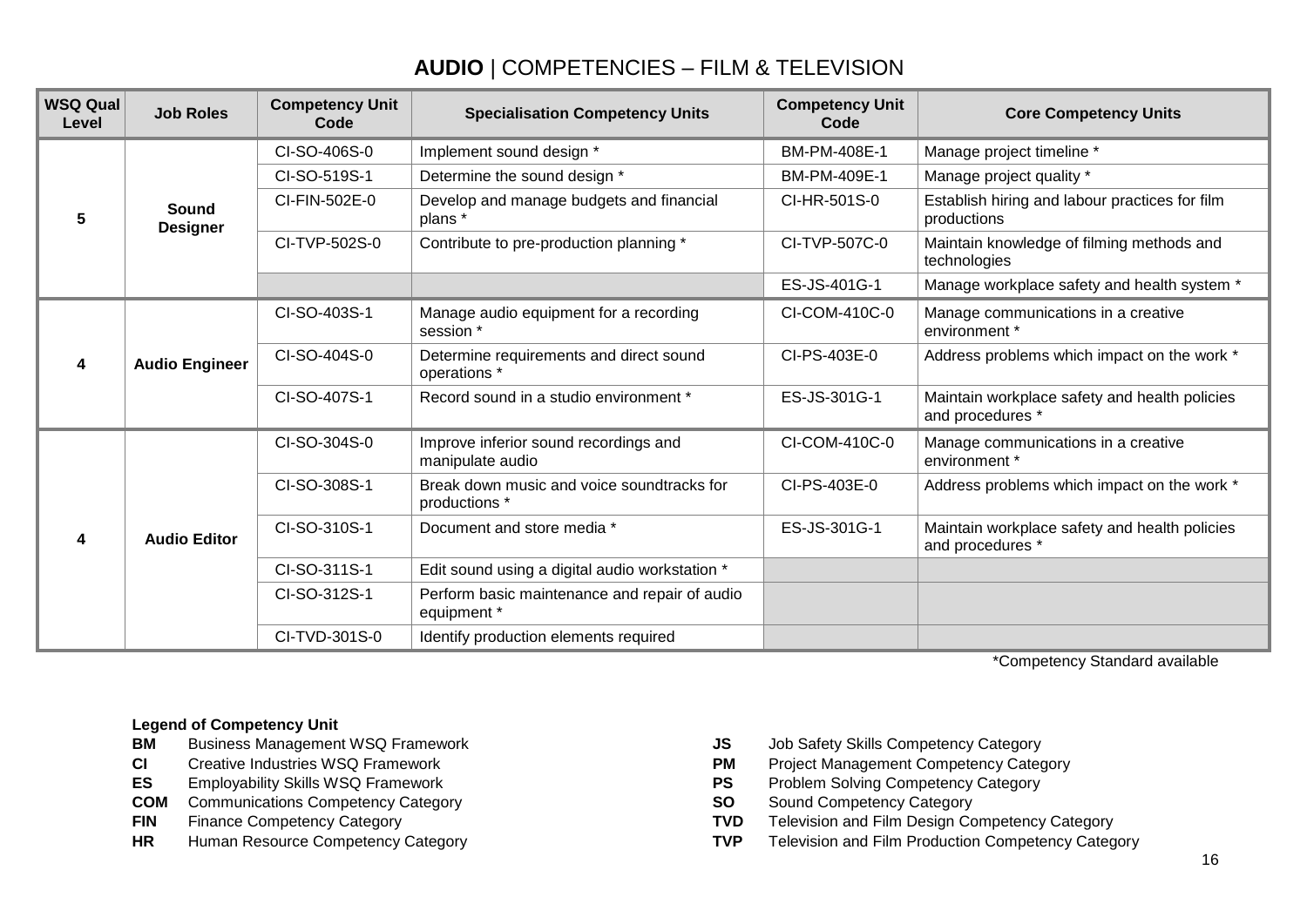# **AUDIO** | COMPETENCIES – FILM & TELEVISION

| WSQ Qual Level | Job Roles | Competency Unit Code | Specialisation Competency Units | Competency Unit Code | Core Competency Units |
|---|---|---|---|---|---|
| 5 | Sound Designer | CI-SO-406S-0 | Implement sound design * | BM-PM-408E-1 | Manage project timeline * |
| | | CI-SO-519S-1 | Determine the sound design * | BM-PM-409E-1 | Manage project quality * |
| | | CI-FIN-502E-0 | Develop and manage budgets and financial plans * | CI-HR-501S-0 | Establish hiring and labour practices for film productions |
| | | CI-TVP-502S-0 | Contribute to pre-production planning * | CI-TVP-507C-0 | Maintain knowledge of filming methods and technologies |
| | | | | ES-JS-401G-1 | Manage workplace safety and health system * |
| 4 | Audio Engineer | CI-SO-403S-1 | Manage audio equipment for a recording session * | CI-COM-410C-0 | Manage communications in a creative environment * |
| | | CI-SO-404S-0 | Determine requirements and direct sound operations * | CI-PS-403E-0 | Address problems which impact on the work * |
| | | CI-SO-407S-1 | Record sound in a studio environment * | ES-JS-301G-1 | Maintain workplace safety and health policies and procedures * |
| 4 | Audio Editor | CI-SO-304S-0 | Improve inferior sound recordings and manipulate audio | CI-COM-410C-0 | Manage communications in a creative environment * |
| | | CI-SO-308S-1 | Break down music and voice soundtracks for productions * | CI-PS-403E-0 | Address problems which impact on the work * |
| | | CI-SO-310S-1 | Document and store media * | ES-JS-301G-1 | Maintain workplace safety and health policies and procedures * |
| | | CI-SO-311S-1 | Edit sound using a digital audio workstation * | | |
| | | CI-SO-312S-1 | Perform basic maintenance and repair of audio equipment * | | |
| | | CI-TVD-301S-0 | Identify production elements required | | |

*Competency Standard available

**Legend of Competency Unit**

- **BM** Business Management WSQ Framework
- **CI** Creative Industries WSQ Framework
- **ES** Employability Skills WSQ Framework
- **COM** Communications Competency Category
- **FIN** Finance Competency Category
- **HR** Human Resource Competency Category
- **JS** Job Safety Skills Competency Category
- **PM** Project Management Competency Category
- **PS** Problem Solving Competency Category
- **SO** Sound Competency Category
- **TVD** Television and Film Design Competency Category
- **TVP** Television and Film Production Competency Category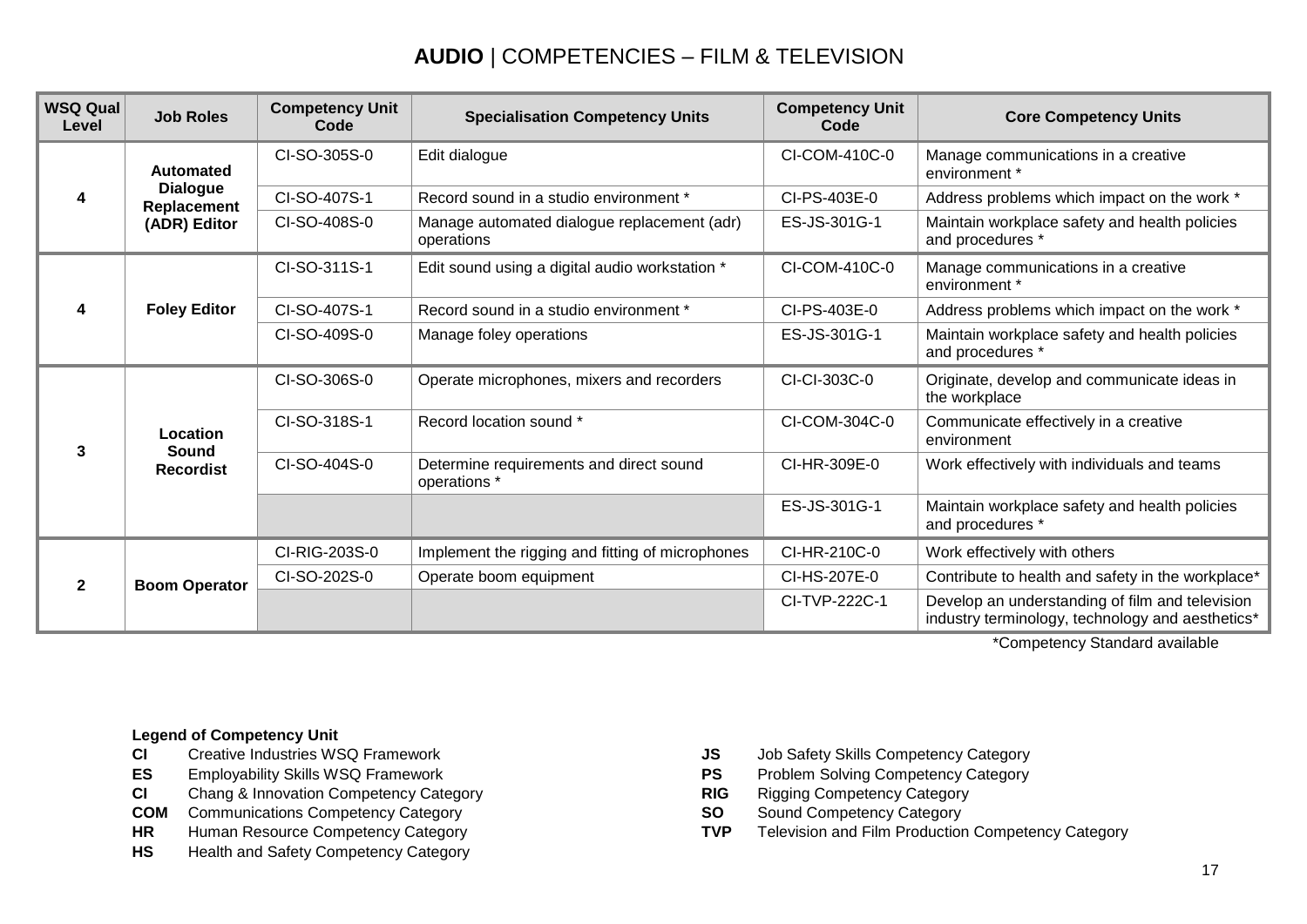# **AUDIO** | COMPETENCIES – FILM & TELEVISION

| WSQ Qual Level | Job Roles | Competency Unit Code | Specialisation Competency Units | Competency Unit Code | Core Competency Units |
|---|---|---|---|---|---|
| 4 | **Automated Dialogue Replacement (ADR) Editor** | CI-SO-305S-0 | Edit dialogue | CI-COM-410C-0 | Manage communications in a creative environment * |
| | | CI-SO-407S-1 | Record sound in a studio environment * | CI-PS-403E-0 | Address problems which impact on the work * |
| | | CI-SO-408S-0 | Manage automated dialogue replacement (adr) operations | ES-JS-301G-1 | Maintain workplace safety and health policies and procedures * |
| 4 | **Foley Editor** | CI-SO-311S-1 | Edit sound using a digital audio workstation * | CI-COM-410C-0 | Manage communications in a creative environment * |
| | | CI-SO-407S-1 | Record sound in a studio environment * | CI-PS-403E-0 | Address problems which impact on the work * |
| | | CI-SO-409S-0 | Manage foley operations | ES-JS-301G-1 | Maintain workplace safety and health policies and procedures * |
| 3 | **Location Sound Recordist** | CI-SO-306S-0 | Operate microphones, mixers and recorders | CI-CI-303C-0 | Originate, develop and communicate ideas in the workplace |
| | | CI-SO-318S-1 | Record location sound * | CI-COM-304C-0 | Communicate effectively in a creative environment |
| | | CI-SO-404S-0 | Determine requirements and direct sound operations * | CI-HR-309E-0 | Work effectively with individuals and teams |
| | | | | ES-JS-301G-1 | Maintain workplace safety and health policies and procedures * |
| 2 | **Boom Operator** | CI-RIG-203S-0 | Implement the rigging and fitting of microphones | CI-HR-210C-0 | Work effectively with others |
| | | CI-SO-202S-0 | Operate boom equipment | CI-HS-207E-0 | Contribute to health and safety in the workplace* |
| | | | | CI-TVP-222C-1 | Develop an understanding of film and television industry terminology, technology and aesthetics* |

*Competency Standard available

**Legend of Competency Unit**

- **CI** Creative Industries WSQ Framework
- **ES** Employability Skills WSQ Framework
- **CI** Chang & Innovation Competency Category
- **COM** Communications Competency Category
- **HR** Human Resource Competency Category
- **HS** Health and Safety Competency Category
- **JS** Job Safety Skills Competency Category
- **PS** Problem Solving Competency Category
- **RIG** Rigging Competency Category
- **SO** Sound Competency Category
- **TVP** Television and Film Production Competency Category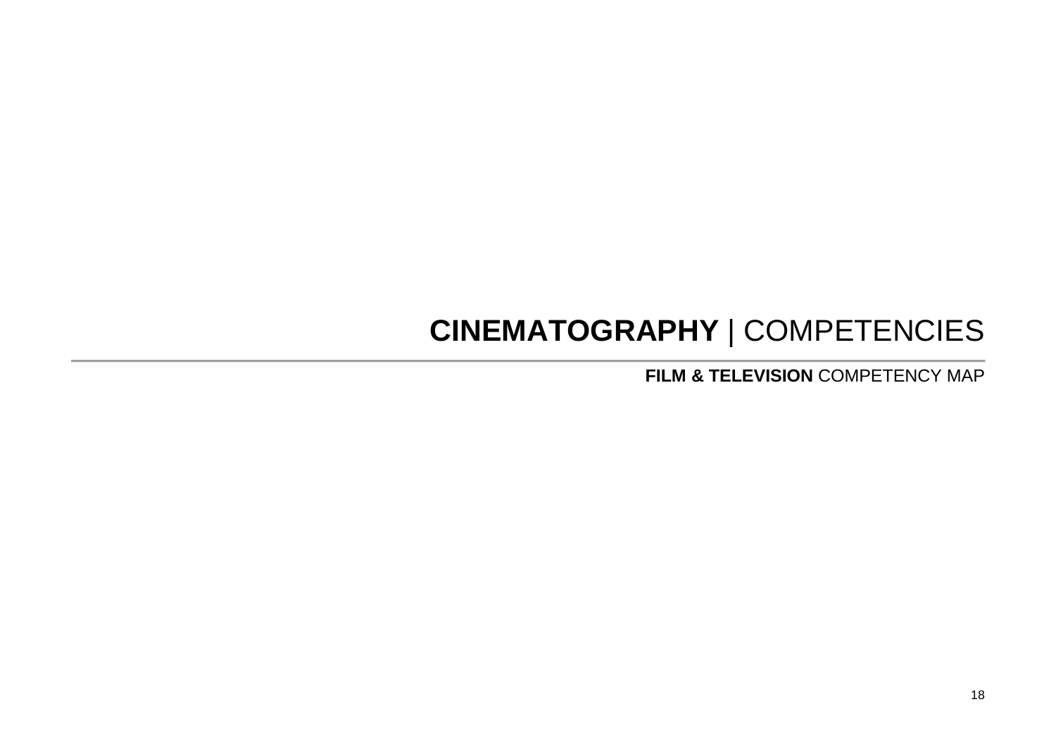# **CINEMATOGRAPHY** | COMPETENCIES

**FILM & TELEVISION** COMPETENCY MAP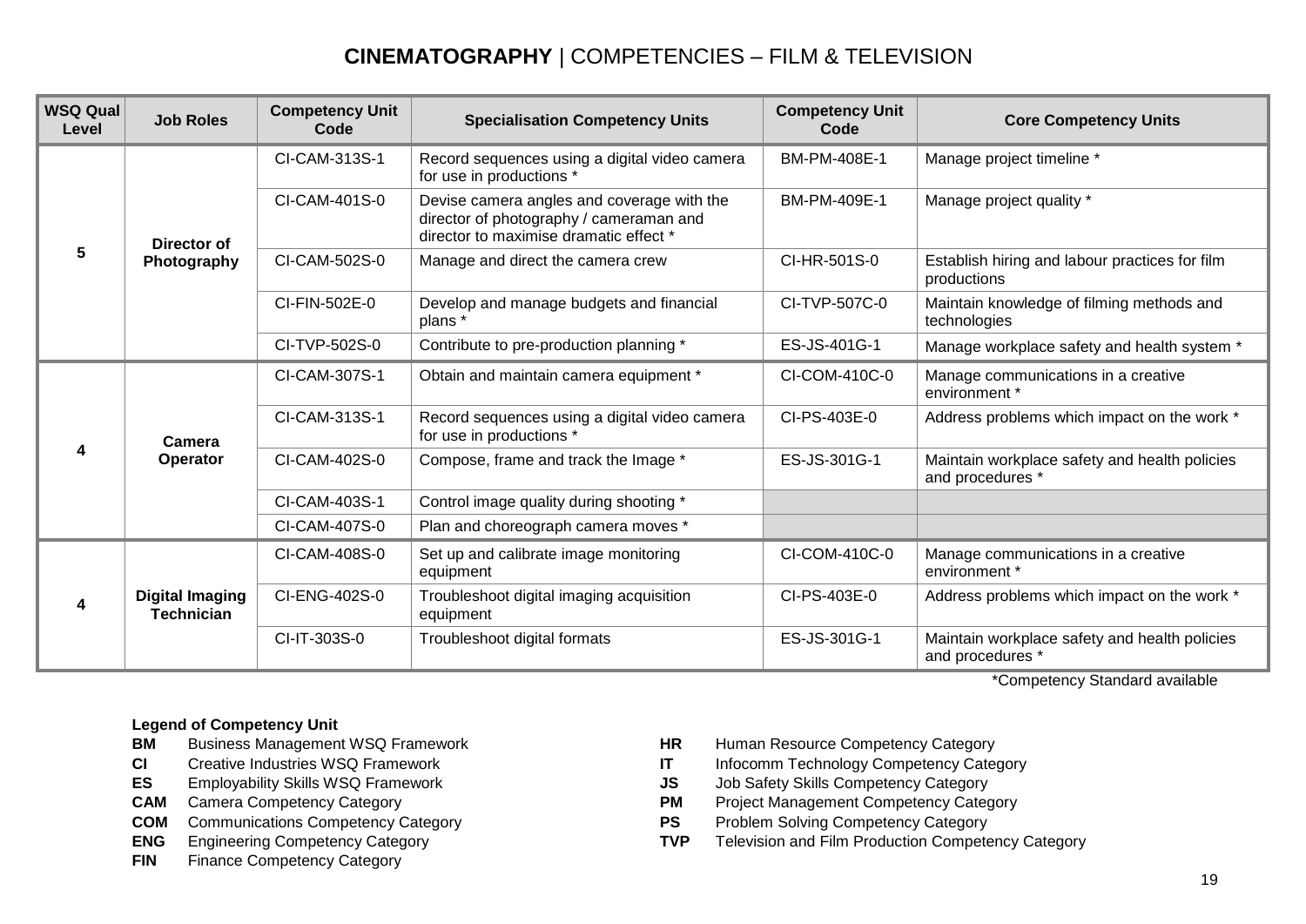# **CINEMATOGRAPHY** | COMPETENCIES – FILM & TELEVISION

| WSQ Qual Level | Job Roles | Competency Unit Code | Specialisation Competency Units | Competency Unit Code | Core Competency Units |
|---|---|---|---|---|---|
| 5 | Director of Photography | CI-CAM-313S-1 | Record sequences using a digital video camera for use in productions * | BM-PM-408E-1 | Manage project timeline * |
| | | CI-CAM-401S-0 | Devise camera angles and coverage with the director of photography / cameraman and director to maximise dramatic effect * | BM-PM-409E-1 | Manage project quality * |
| | | CI-CAM-502S-0 | Manage and direct the camera crew | CI-HR-501S-0 | Establish hiring and labour practices for film productions |
| | | CI-FIN-502E-0 | Develop and manage budgets and financial plans * | CI-TVP-507C-0 | Maintain knowledge of filming methods and technologies |
| | | CI-TVP-502S-0 | Contribute to pre-production planning * | ES-JS-401G-1 | Manage workplace safety and health system * |
| 4 | Camera Operator | CI-CAM-307S-1 | Obtain and maintain camera equipment * | CI-COM-410C-0 | Manage communications in a creative environment * |
| | | CI-CAM-313S-1 | Record sequences using a digital video camera for use in productions * | CI-PS-403E-0 | Address problems which impact on the work * |
| | | CI-CAM-402S-0 | Compose, frame and track the Image * | ES-JS-301G-1 | Maintain workplace safety and health policies and procedures * |
| | | CI-CAM-403S-1 | Control image quality during shooting * | | |
| | | CI-CAM-407S-0 | Plan and choreograph camera moves * | | |
| 4 | Digital Imaging Technician | CI-CAM-408S-0 | Set up and calibrate image monitoring equipment | CI-COM-410C-0 | Manage communications in a creative environment * |
| | | CI-ENG-402S-0 | Troubleshoot digital imaging acquisition equipment | CI-PS-403E-0 | Address problems which impact on the work * |
| | | CI-IT-303S-0 | Troubleshoot digital formats | ES-JS-301G-1 | Maintain workplace safety and health policies and procedures * |

*Competency Standard available

**Legend of Competency Unit**

- **BM** Business Management WSQ Framework
- **CI** Creative Industries WSQ Framework
- **ES** Employability Skills WSQ Framework
- **CAM** Camera Competency Category
- **COM** Communications Competency Category
- **ENG** Engineering Competency Category
- **FIN** Finance Competency Category
- **HR** Human Resource Competency Category
- **IT** Infocomm Technology Competency Category
- **JS** Job Safety Skills Competency Category
- **PM** Project Management Competency Category
- **PS** Problem Solving Competency Category
- **TVP** Television and Film Production Competency Category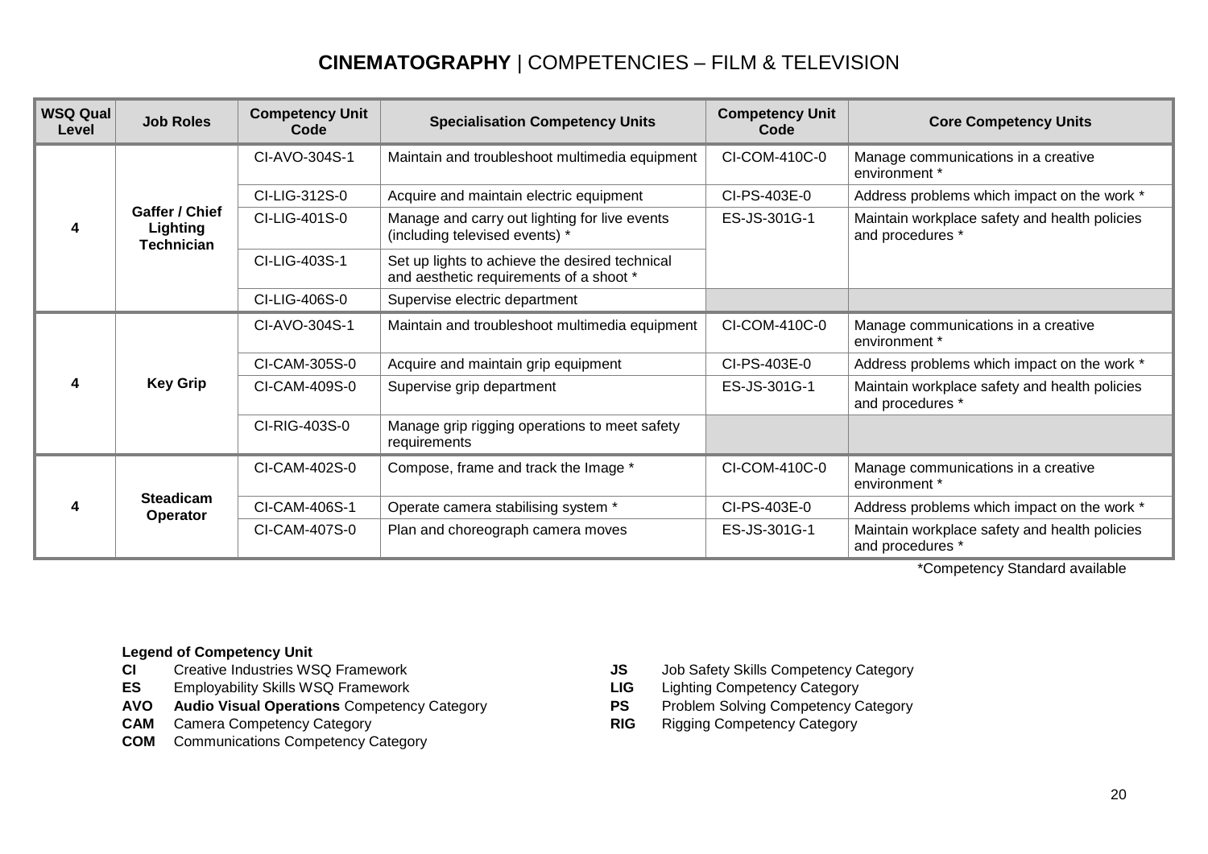# **CINEMATOGRAPHY** | COMPETENCIES – FILM & TELEVISION

| WSQ Qual Level | Job Roles | Competency Unit Code | Specialisation Competency Units | Competency Unit Code | Core Competency Units |
|---|---|---|---|---|---|
| 4 | **Gaffer / Chief Lighting Technician** | CI-AVO-304S-1 | Maintain and troubleshoot multimedia equipment | CI-COM-410C-0 | Manage communications in a creative environment * |
| | | CI-LIG-312S-0 | Acquire and maintain electric equipment | CI-PS-403E-0 | Address problems which impact on the work * |
| | | CI-LIG-401S-0 | Manage and carry out lighting for live events (including televised events) * | ES-JS-301G-1 | Maintain workplace safety and health policies and procedures * |
| | | CI-LIG-403S-1 | Set up lights to achieve the desired technical and aesthetic requirements of a shoot * | | |
| | | CI-LIG-406S-0 | Supervise electric department | | |
| 4 | **Key Grip** | CI-AVO-304S-1 | Maintain and troubleshoot multimedia equipment | CI-COM-410C-0 | Manage communications in a creative environment * |
| | | CI-CAM-305S-0 | Acquire and maintain grip equipment | CI-PS-403E-0 | Address problems which impact on the work * |
| | | CI-CAM-409S-0 | Supervise grip department | ES-JS-301G-1 | Maintain workplace safety and health policies and procedures * |
| | | CI-RIG-403S-0 | Manage grip rigging operations to meet safety requirements | | |
| 4 | **Steadicam Operator** | CI-CAM-402S-0 | Compose, frame and track the Image * | CI-COM-410C-0 | Manage communications in a creative environment * |
| | | CI-CAM-406S-1 | Operate camera stabilising system * | CI-PS-403E-0 | Address problems which impact on the work * |
| | | CI-CAM-407S-0 | Plan and choreograph camera moves | ES-JS-301G-1 | Maintain workplace safety and health policies and procedures * |

*Competency Standard available

**Legend of Competency Unit**

- **CI** Creative Industries WSQ Framework
- **ES** Employability Skills WSQ Framework
- **AVO** **Audio Visual Operations** Competency Category
- **CAM** Camera Competency Category
- **COM** Communications Competency Category
- **JS** Job Safety Skills Competency Category
- **LIG** Lighting Competency Category
- **PS** Problem Solving Competency Category
- **RIG** Rigging Competency Category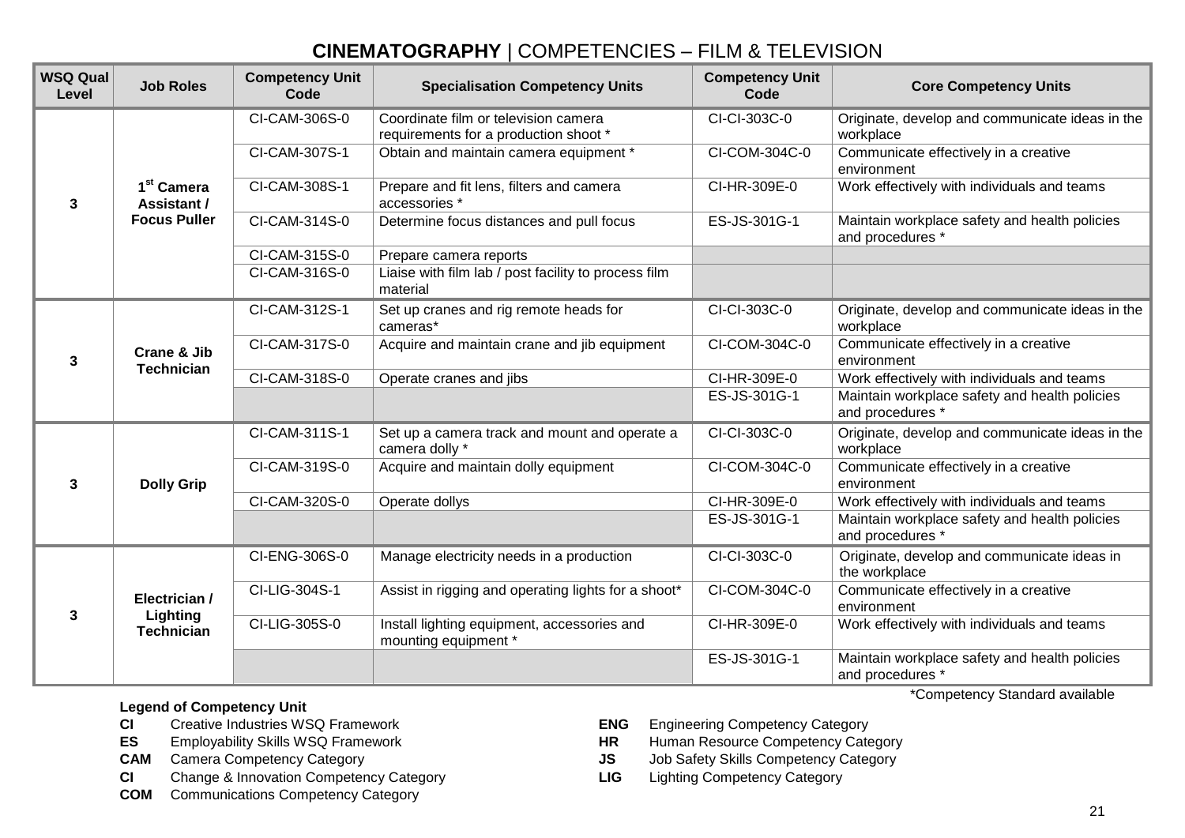# **CINEMATOGRAPHY** | COMPETENCIES – FILM & TELEVISION

| WSQ Qual Level | Job Roles | Competency Unit Code | Specialisation Competency Units | Competency Unit Code | Core Competency Units |
|---|---|---|---|---|---|
| 3 | 1st Camera Assistant / Focus Puller | CI-CAM-306S-0 | Coordinate film or television camera requirements for a production shoot * | CI-CI-303C-0 | Originate, develop and communicate ideas in the workplace |
| | | CI-CAM-307S-1 | Obtain and maintain camera equipment * | CI-COM-304C-0 | Communicate effectively in a creative environment |
| | | CI-CAM-308S-1 | Prepare and fit lens, filters and camera accessories * | CI-HR-309E-0 | Work effectively with individuals and teams |
| | | CI-CAM-314S-0 | Determine focus distances and pull focus | ES-JS-301G-1 | Maintain workplace safety and health policies and procedures * |
| | | CI-CAM-315S-0 | Prepare camera reports | | |
| | | CI-CAM-316S-0 | Liaise with film lab / post facility to process film material | | |
| 3 | Crane & Jib Technician | CI-CAM-312S-1 | Set up cranes and rig remote heads for cameras* | CI-CI-303C-0 | Originate, develop and communicate ideas in the workplace |
| | | CI-CAM-317S-0 | Acquire and maintain crane and jib equipment | CI-COM-304C-0 | Communicate effectively in a creative environment |
| | | CI-CAM-318S-0 | Operate cranes and jibs | CI-HR-309E-0 | Work effectively with individuals and teams |
| | | | | ES-JS-301G-1 | Maintain workplace safety and health policies and procedures * |
| 3 | Dolly Grip | CI-CAM-311S-1 | Set up a camera track and mount and operate a camera dolly * | CI-CI-303C-0 | Originate, develop and communicate ideas in the workplace |
| | | CI-CAM-319S-0 | Acquire and maintain dolly equipment | CI-COM-304C-0 | Communicate effectively in a creative environment |
| | | CI-CAM-320S-0 | Operate dollys | CI-HR-309E-0 | Work effectively with individuals and teams |
| | | | | ES-JS-301G-1 | Maintain workplace safety and health policies and procedures * |
| 3 | Electrician / Lighting Technician | CI-ENG-306S-0 | Manage electricity needs in a production | CI-CI-303C-0 | Originate, develop and communicate ideas in the workplace |
| | | CI-LIG-304S-1 | Assist in rigging and operating lights for a shoot* | CI-COM-304C-0 | Communicate effectively in a creative environment |
| | | CI-LIG-305S-0 | Install lighting equipment, accessories and mounting equipment * | CI-HR-309E-0 | Work effectively with individuals and teams |
| | | | | ES-JS-301G-1 | Maintain workplace safety and health policies and procedures * |

*Competency Standard available

**Legend of Competency Unit**

**CI** Creative Industries WSQ Framework
**ES** Employability Skills WSQ Framework
**CAM** Camera Competency Category
**CI** Change & Innovation Competency Category
**COM** Communications Competency Category
**ENG** Engineering Competency Category
**HR** Human Resource Competency Category
**JS** Job Safety Skills Competency Category
**LIG** Lighting Competency Category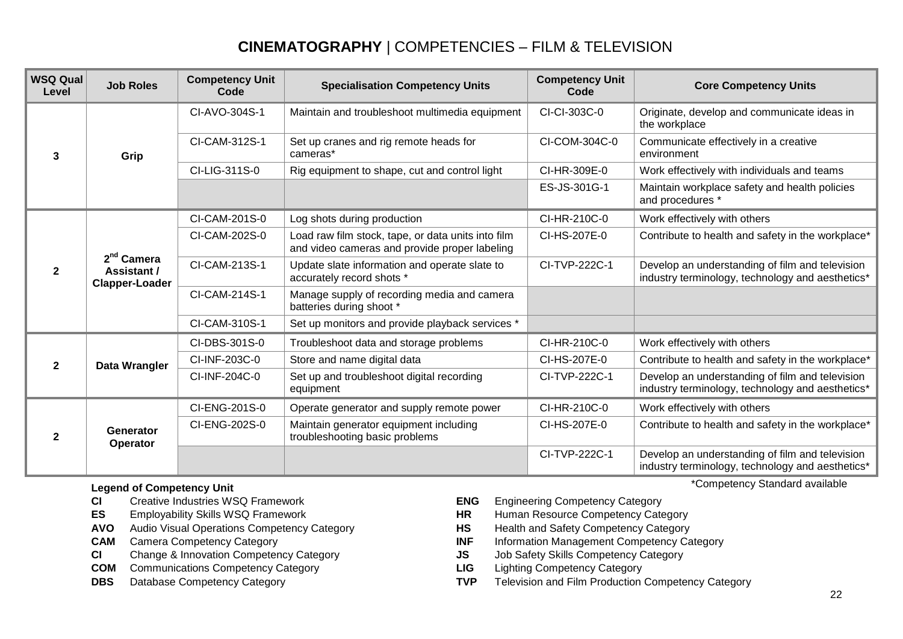# **CINEMATOGRAPHY** | COMPETENCIES – FILM & TELEVISION

| WSQ Qual Level | Job Roles | Competency Unit Code | Specialisation Competency Units | Competency Unit Code | Core Competency Units |
|---|---|---|---|---|---|
| 3 | Grip | CI-AVO-304S-1 | Maintain and troubleshoot multimedia equipment | CI-CI-303C-0 | Originate, develop and communicate ideas in the workplace |
| | | CI-CAM-312S-1 | Set up cranes and rig remote heads for cameras* | CI-COM-304C-0 | Communicate effectively in a creative environment |
| | | CI-LIG-311S-0 | Rig equipment to shape, cut and control light | CI-HR-309E-0 | Work effectively with individuals and teams |
| | | | | ES-JS-301G-1 | Maintain workplace safety and health policies and procedures * |
| 2 | 2nd Camera Assistant / Clapper-Loader | CI-CAM-201S-0 | Log shots during production | CI-HR-210C-0 | Work effectively with others |
| | | CI-CAM-202S-0 | Load raw film stock, tape, or data units into film and video cameras and provide proper labeling | CI-HS-207E-0 | Contribute to health and safety in the workplace* |
| | | CI-CAM-213S-1 | Update slate information and operate slate to accurately record shots * | CI-TVP-222C-1 | Develop an understanding of film and television industry terminology, technology and aesthetics* |
| | | CI-CAM-214S-1 | Manage supply of recording media and camera batteries during shoot * | | |
| | | CI-CAM-310S-1 | Set up monitors and provide playback services * | | |
| 2 | Data Wrangler | CI-DBS-301S-0 | Troubleshoot data and storage problems | CI-HR-210C-0 | Work effectively with others |
| | | CI-INF-203C-0 | Store and name digital data | CI-HS-207E-0 | Contribute to health and safety in the workplace* |
| | | CI-INF-204C-0 | Set up and troubleshoot digital recording equipment | CI-TVP-222C-1 | Develop an understanding of film and television industry terminology, technology and aesthetics* |
| 2 | Generator Operator | CI-ENG-201S-0 | Operate generator and supply remote power | CI-HR-210C-0 | Work effectively with others |
| | | CI-ENG-202S-0 | Maintain generator equipment including troubleshooting basic problems | CI-HS-207E-0 | Contribute to health and safety in the workplace* |
| | | | | CI-TVP-222C-1 | Develop an understanding of film and television industry terminology, technology and aesthetics* |

*Competency Standard available

**Legend of Competency Unit**

- **CI** Creative Industries WSQ Framework
- **ES** Employability Skills WSQ Framework
- **AVO** Audio Visual Operations Competency Category
- **CAM** Camera Competency Category
- **CI** Change & Innovation Competency Category
- **COM** Communications Competency Category
- **DBS** Database Competency Category
- **ENG** Engineering Competency Category
- **HR** Human Resource Competency Category
- **HS** Health and Safety Competency Category
- **INF** Information Management Competency Category
- **JS** Job Safety Skills Competency Category
- **LIG** Lighting Competency Category
- **TVP** Television and Film Production Competency Category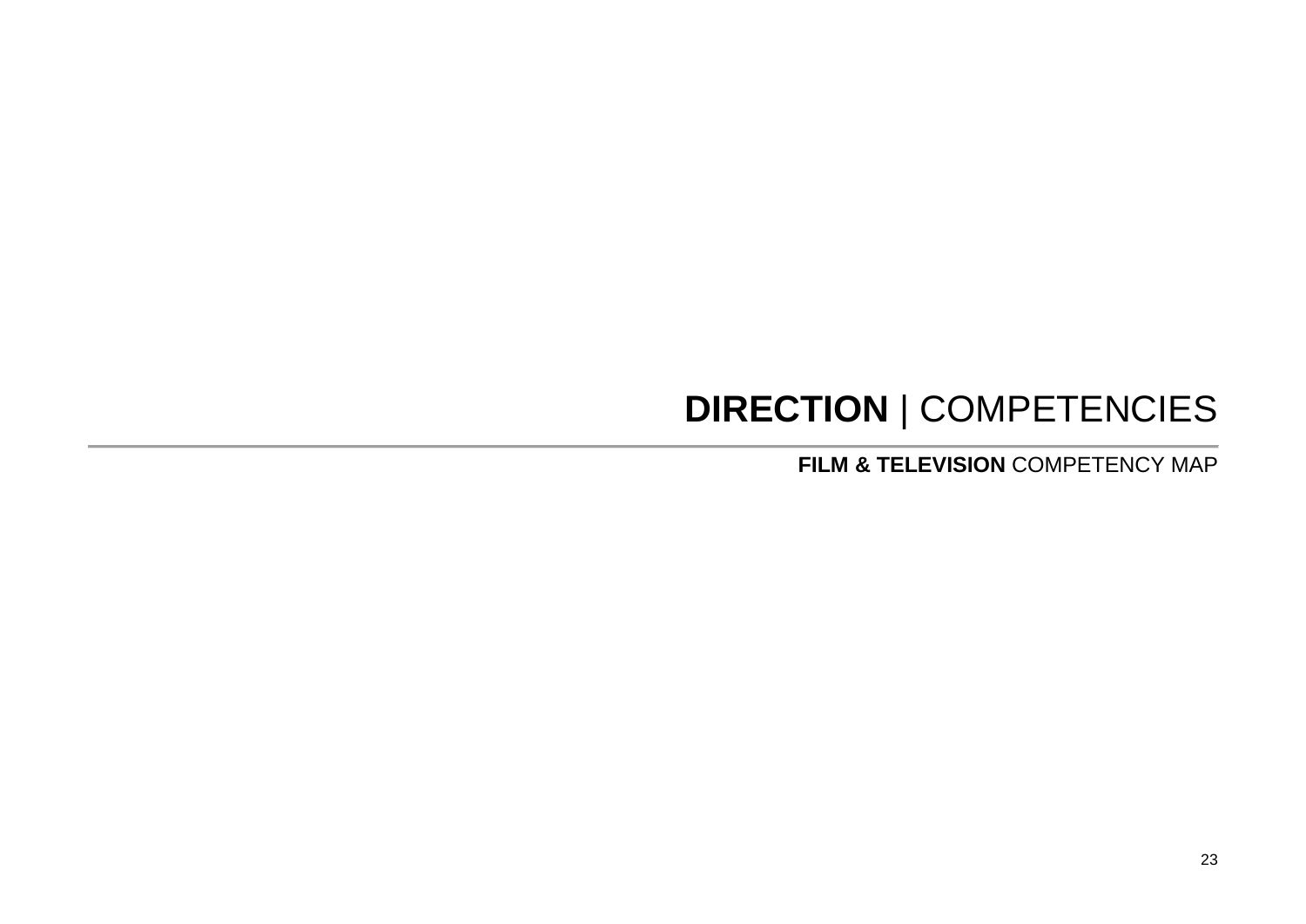# **DIRECTION** | COMPETENCIES

**FILM & TELEVISION** COMPETENCY MAP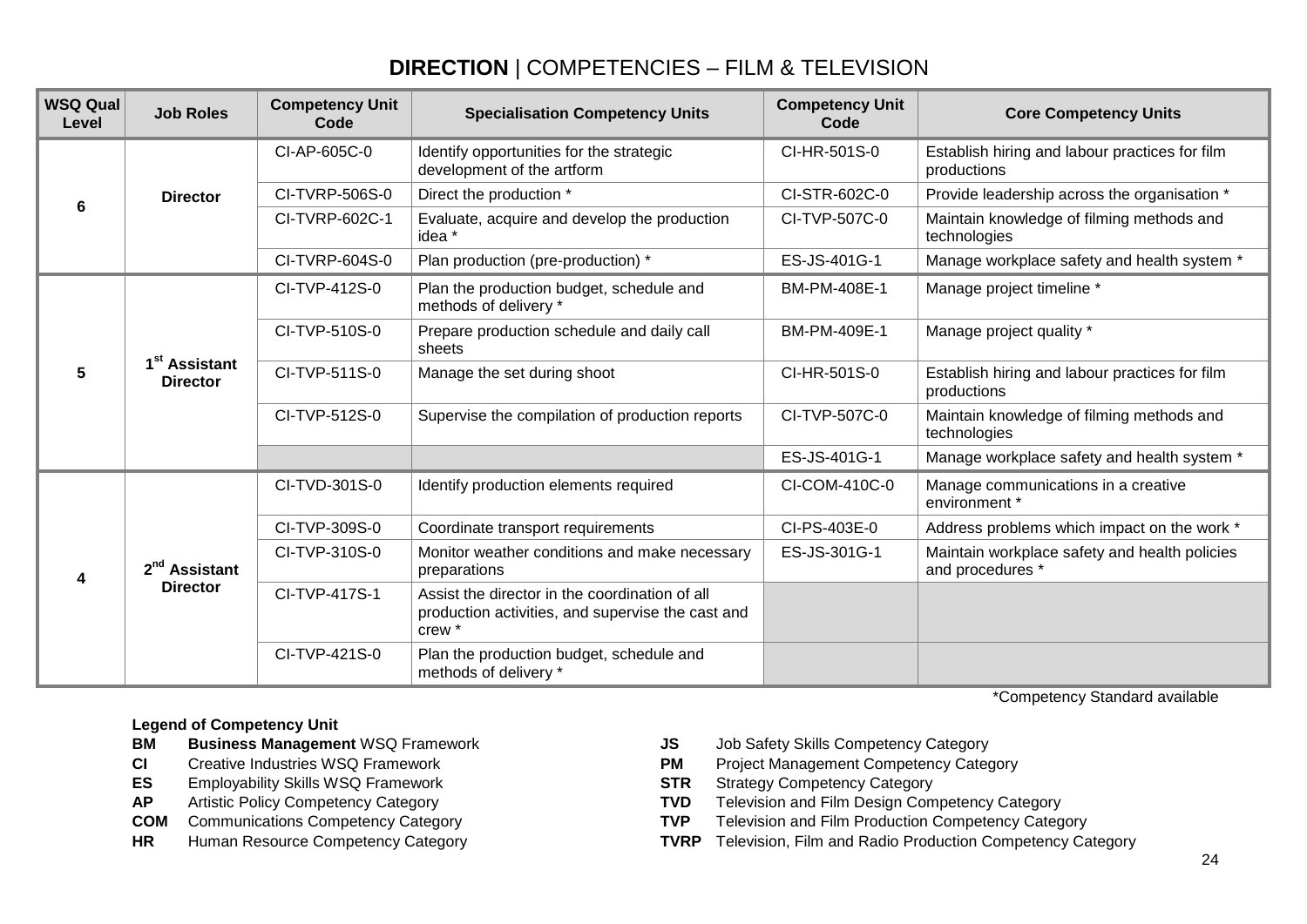# **DIRECTION** | COMPETENCIES – FILM & TELEVISION

| WSQ Qual Level | Job Roles | Competency Unit Code | Specialisation Competency Units | Competency Unit Code | Core Competency Units |
|---|---|---|---|---|---|
| 6 | Director | CI-AP-605C-0 | Identify opportunities for the strategic development of the artform | CI-HR-501S-0 | Establish hiring and labour practices for film productions |
| | | CI-TVRP-506S-0 | Direct the production * | CI-STR-602C-0 | Provide leadership across the organisation * |
| | | CI-TVRP-602C-1 | Evaluate, acquire and develop the production idea * | CI-TVP-507C-0 | Maintain knowledge of filming methods and technologies |
| | | CI-TVRP-604S-0 | Plan production (pre-production) * | ES-JS-401G-1 | Manage workplace safety and health system * |
| 5 | 1st Assistant Director | CI-TVP-412S-0 | Plan the production budget, schedule and methods of delivery * | BM-PM-408E-1 | Manage project timeline * |
| | | CI-TVP-510S-0 | Prepare production schedule and daily call sheets | BM-PM-409E-1 | Manage project quality * |
| | | CI-TVP-511S-0 | Manage the set during shoot | CI-HR-501S-0 | Establish hiring and labour practices for film productions |
| | | CI-TVP-512S-0 | Supervise the compilation of production reports | CI-TVP-507C-0 | Maintain knowledge of filming methods and technologies |
| | | | | ES-JS-401G-1 | Manage workplace safety and health system * |
| 4 | 2nd Assistant Director | CI-TVD-301S-0 | Identify production elements required | CI-COM-410C-0 | Manage communications in a creative environment * |
| | | CI-TVP-309S-0 | Coordinate transport requirements | CI-PS-403E-0 | Address problems which impact on the work * |
| | | CI-TVP-310S-0 | Monitor weather conditions and make necessary preparations | ES-JS-301G-1 | Maintain workplace safety and health policies and procedures * |
| | | CI-TVP-417S-1 | Assist the director in the coordination of all production activities, and supervise the cast and crew * | | |
| | | CI-TVP-421S-0 | Plan the production budget, schedule and methods of delivery * | | |

*Competency Standard available

**Legend of Competency Unit**

- **BM** **Business Management** WSQ Framework
- **CI** Creative Industries WSQ Framework
- **ES** Employability Skills WSQ Framework
- **AP** Artistic Policy Competency Category
- **COM** Communications Competency Category
- **HR** Human Resource Competency Category
- **JS** Job Safety Skills Competency Category
- **PM** Project Management Competency Category
- **STR** Strategy Competency Category
- **TVD** Television and Film Design Competency Category
- **TVP** Television and Film Production Competency Category
- **TVRP** Television, Film and Radio Production Competency Category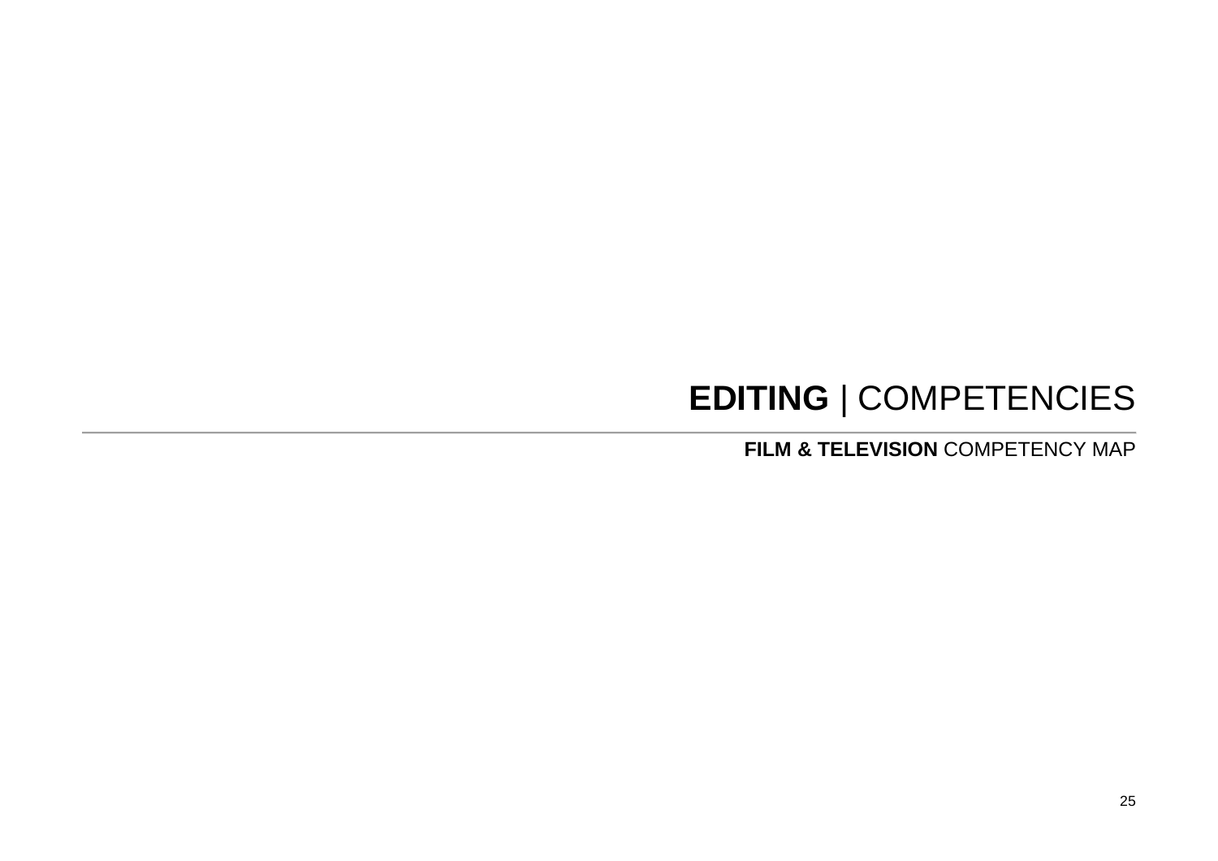# **EDITING** | COMPETENCIES

**FILM & TELEVISION** COMPETENCY MAP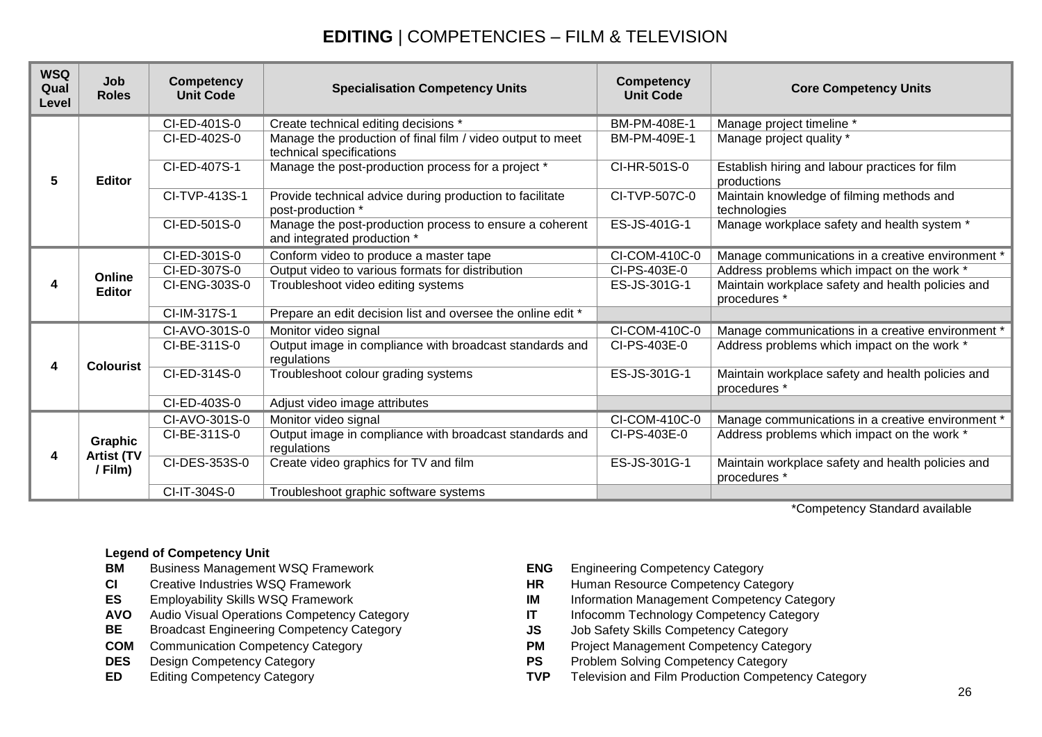# **EDITING** | COMPETENCIES – FILM & TELEVISION

| WSQ Qual Level | Job Roles | Competency Unit Code | Specialisation Competency Units | Competency Unit Code | Core Competency Units |
|---|---|---|---|---|---|
| 5 | Editor | CI-ED-401S-0 | Create technical editing decisions * | BM-PM-408E-1 | Manage project timeline * |
| | | CI-ED-402S-0 | Manage the production of final film / video output to meet technical specifications | BM-PM-409E-1 | Manage project quality * |
| | | CI-ED-407S-1 | Manage the post-production process for a project * | CI-HR-501S-0 | Establish hiring and labour practices for film productions |
| | | CI-TVP-413S-1 | Provide technical advice during production to facilitate post-production * | CI-TVP-507C-0 | Maintain knowledge of filming methods and technologies |
| | | CI-ED-501S-0 | Manage the post-production process to ensure a coherent and integrated production * | ES-JS-401G-1 | Manage workplace safety and health system * |
| 4 | Online Editor | CI-ED-301S-0 | Conform video to produce a master tape | CI-COM-410C-0 | Manage communications in a creative environment * |
| | | CI-ED-307S-0 | Output video to various formats for distribution | CI-PS-403E-0 | Address problems which impact on the work * |
| | | CI-ENG-303S-0 | Troubleshoot video editing systems | ES-JS-301G-1 | Maintain workplace safety and health policies and procedures * |
| | | CI-IM-317S-1 | Prepare an edit decision list and oversee the online edit * | | |
| 4 | Colourist | CI-AVO-301S-0 | Monitor video signal | CI-COM-410C-0 | Manage communications in a creative environment * |
| | | CI-BE-311S-0 | Output image in compliance with broadcast standards and regulations | CI-PS-403E-0 | Address problems which impact on the work * |
| | | CI-ED-314S-0 | Troubleshoot colour grading systems | ES-JS-301G-1 | Maintain workplace safety and health policies and procedures * |
| | | CI-ED-403S-0 | Adjust video image attributes | | |
| 4 | Graphic Artist (TV / Film) | CI-AVO-301S-0 | Monitor video signal | CI-COM-410C-0 | Manage communications in a creative environment * |
| | | CI-BE-311S-0 | Output image in compliance with broadcast standards and regulations | CI-PS-403E-0 | Address problems which impact on the work * |
| | | CI-DES-353S-0 | Create video graphics for TV and film | ES-JS-301G-1 | Maintain workplace safety and health policies and procedures * |
| | | CI-IT-304S-0 | Troubleshoot graphic software systems | | |

*Competency Standard available

**Legend of Competency Unit**

- **BM** Business Management WSQ Framework
- **CI** Creative Industries WSQ Framework
- **ES** Employability Skills WSQ Framework
- **AVO** Audio Visual Operations Competency Category
- **BE** Broadcast Engineering Competency Category
- **COM** Communication Competency Category
- **DES** Design Competency Category
- **ED** Editing Competency Category
- **ENG** Engineering Competency Category
- **HR** Human Resource Competency Category
- **IM** Information Management Competency Category
- **IT** Infocomm Technology Competency Category
- **JS** Job Safety Skills Competency Category
- **PM** Project Management Competency Category
- **PS** Problem Solving Competency Category
- **TVP** Television and Film Production Competency Category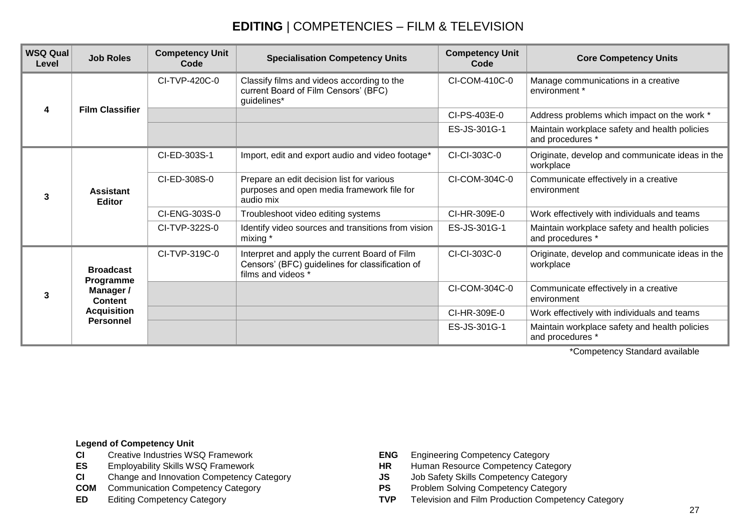# **EDITING** | COMPETENCIES – FILM & TELEVISION

| WSQ Qual Level | Job Roles | Competency Unit Code | Specialisation Competency Units | Competency Unit Code | Core Competency Units |
|---|---|---|---|---|---|
| 4 | **Film Classifier** | CI-TVP-420C-0 | Classify films and videos according to the current Board of Film Censors' (BFC) guidelines* | CI-COM-410C-0 | Manage communications in a creative environment * |
| | | | | CI-PS-403E-0 | Address problems which impact on the work * |
| | | | | ES-JS-301G-1 | Maintain workplace safety and health policies and procedures * |
| 3 | **Assistant Editor** | CI-ED-303S-1 | Import, edit and export audio and video footage* | CI-CI-303C-0 | Originate, develop and communicate ideas in the workplace |
| | | CI-ED-308S-0 | Prepare an edit decision list for various purposes and open media framework file for audio mix | CI-COM-304C-0 | Communicate effectively in a creative environment |
| | | CI-ENG-303S-0 | Troubleshoot video editing systems | CI-HR-309E-0 | Work effectively with individuals and teams |
| | | CI-TVP-322S-0 | Identify video sources and transitions from vision mixing * | ES-JS-301G-1 | Maintain workplace safety and health policies and procedures * |
| 3 | **Broadcast Programme Manager / Content Acquisition Personnel** | CI-TVP-319C-0 | Interpret and apply the current Board of Film Censors' (BFC) guidelines for classification of films and videos * | CI-CI-303C-0 | Originate, develop and communicate ideas in the workplace |
| | | | | CI-COM-304C-0 | Communicate effectively in a creative environment |
| | | | | CI-HR-309E-0 | Work effectively with individuals and teams |
| | | | | ES-JS-301G-1 | Maintain workplace safety and health policies and procedures * |

*Competency Standard available

**Legend of Competency Unit**

- **CI** Creative Industries WSQ Framework
- **ES** Employability Skills WSQ Framework
- **CI** Change and Innovation Competency Category
- **COM** Communication Competency Category
- **ED** Editing Competency Category
- **ENG** Engineering Competency Category
- **HR** Human Resource Competency Category
- **JS** Job Safety Skills Competency Category
- **PS** Problem Solving Competency Category
- **TVP** Television and Film Production Competency Category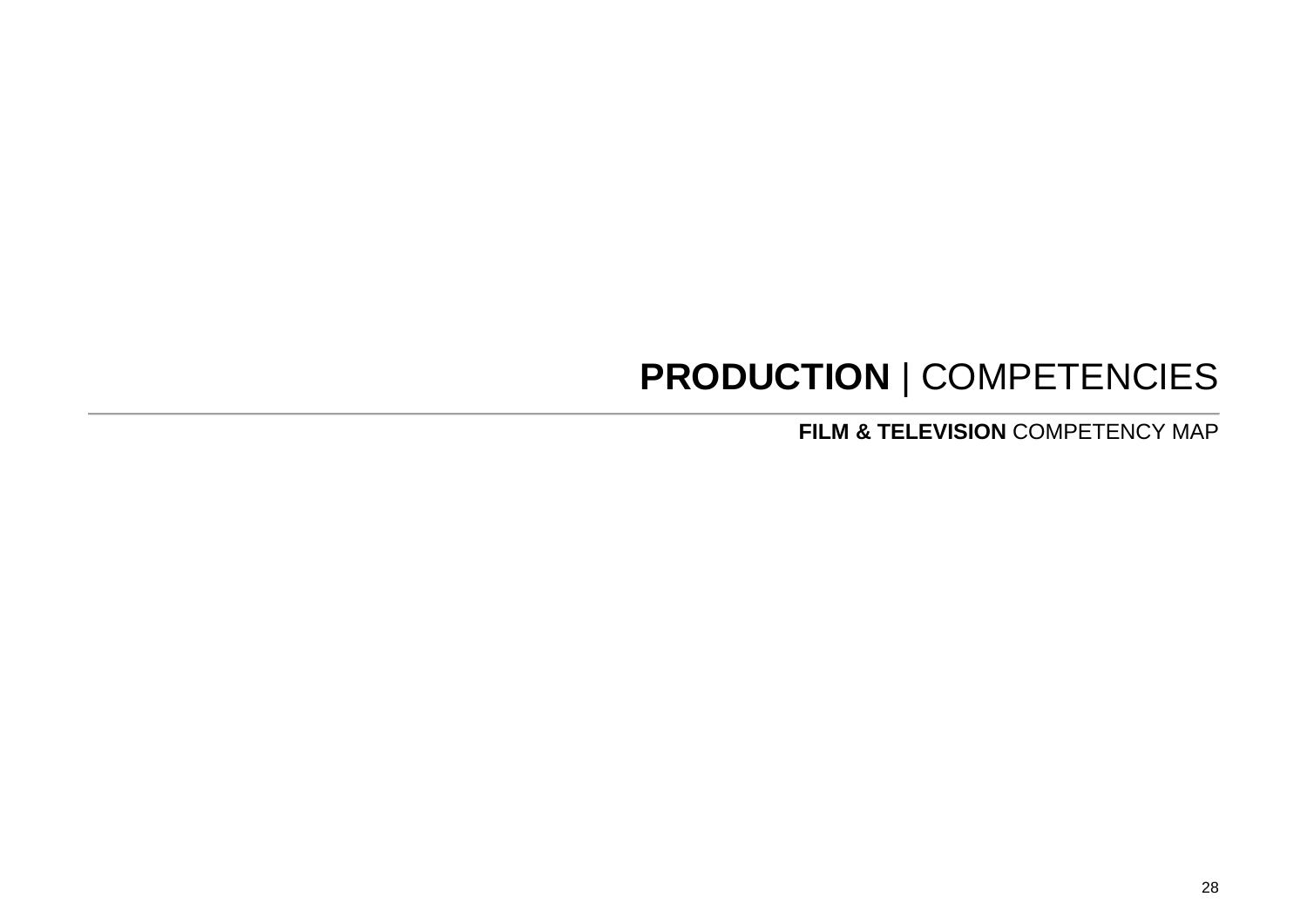# **PRODUCTION** | COMPETENCIES

**FILM & TELEVISION** COMPETENCY MAP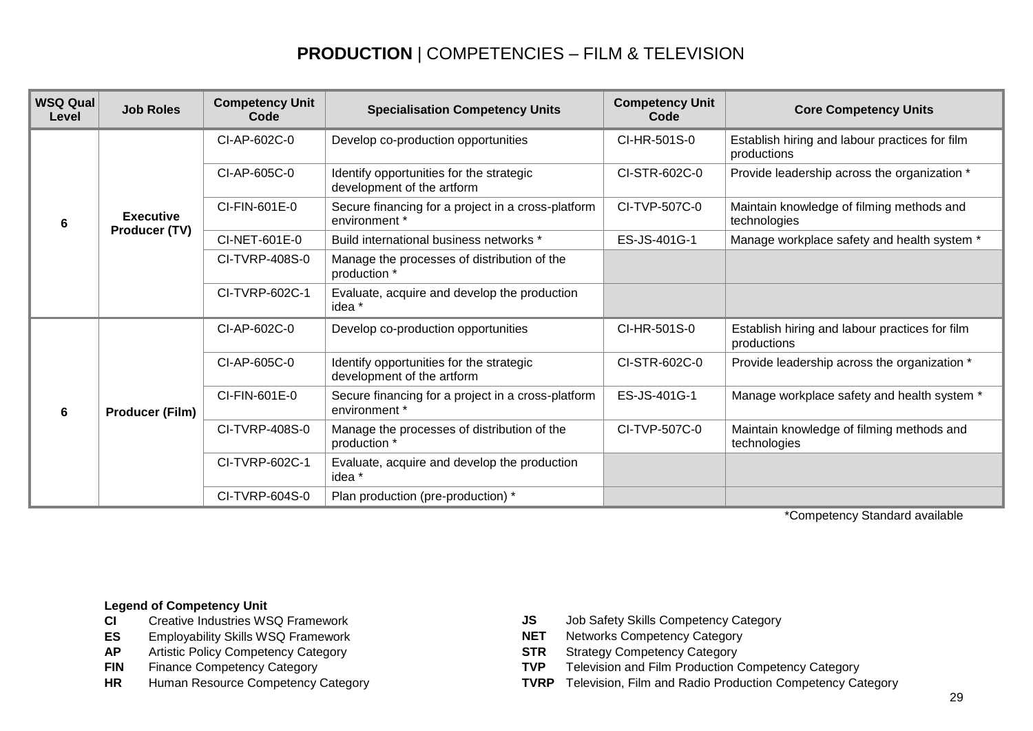# **PRODUCTION** | COMPETENCIES – FILM & TELEVISION

| WSQ Qual Level | Job Roles | Competency Unit Code | Specialisation Competency Units | Competency Unit Code | Core Competency Units |
|---|---|---|---|---|---|
| 6 | **Executive Producer (TV)** | CI-AP-602C-0 | Develop co-production opportunities | CI-HR-501S-0 | Establish hiring and labour practices for film productions |
| | | CI-AP-605C-0 | Identify opportunities for the strategic development of the artform | CI-STR-602C-0 | Provide leadership across the organization * |
| | | CI-FIN-601E-0 | Secure financing for a project in a cross-platform environment * | CI-TVP-507C-0 | Maintain knowledge of filming methods and technologies |
| | | CI-NET-601E-0 | Build international business networks * | ES-JS-401G-1 | Manage workplace safety and health system * |
| | | CI-TVRP-408S-0 | Manage the processes of distribution of the production * | | |
| | | CI-TVRP-602C-1 | Evaluate, acquire and develop the production idea * | | |
| 6 | **Producer (Film)** | CI-AP-602C-0 | Develop co-production opportunities | CI-HR-501S-0 | Establish hiring and labour practices for film productions |
| | | CI-AP-605C-0 | Identify opportunities for the strategic development of the artform | CI-STR-602C-0 | Provide leadership across the organization * |
| | | CI-FIN-601E-0 | Secure financing for a project in a cross-platform environment * | ES-JS-401G-1 | Manage workplace safety and health system * |
| | | CI-TVRP-408S-0 | Manage the processes of distribution of the production * | CI-TVP-507C-0 | Maintain knowledge of filming methods and technologies |
| | | CI-TVRP-602C-1 | Evaluate, acquire and develop the production idea * | | |
| | | CI-TVRP-604S-0 | Plan production (pre-production) * | | |

*Competency Standard available

**Legend of Competency Unit**

- **CI** Creative Industries WSQ Framework
- **ES** Employability Skills WSQ Framework
- **AP** Artistic Policy Competency Category
- **FIN** Finance Competency Category
- **HR** Human Resource Competency Category
- **JS** Job Safety Skills Competency Category
- **NET** Networks Competency Category
- **STR** Strategy Competency Category
- **TVP** Television and Film Production Competency Category
- **TVRP** Television, Film and Radio Production Competency Category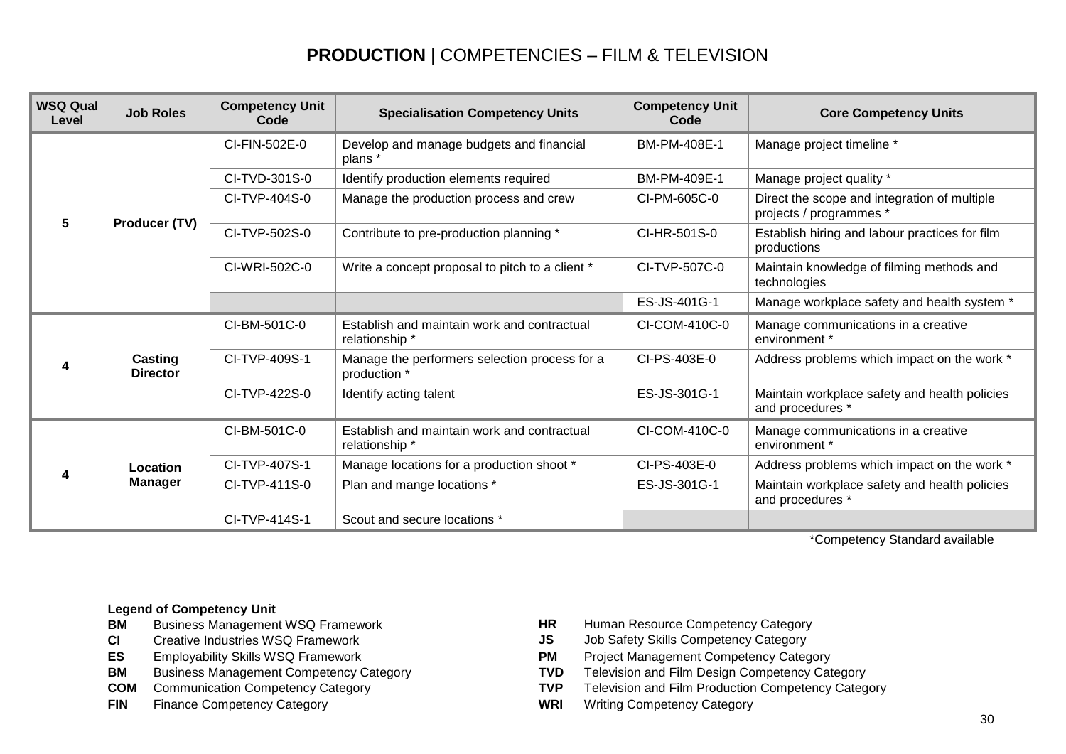# **PRODUCTION** | COMPETENCIES – FILM & TELEVISION

| WSQ Qual Level | Job Roles | Competency Unit Code | Specialisation Competency Units | Competency Unit Code | Core Competency Units |
|---|---|---|---|---|---|
| 5 | Producer (TV) | CI-FIN-502E-0 | Develop and manage budgets and financial plans * | BM-PM-408E-1 | Manage project timeline * |
| | | CI-TVD-301S-0 | Identify production elements required | BM-PM-409E-1 | Manage project quality * |
| | | CI-TVP-404S-0 | Manage the production process and crew | CI-PM-605C-0 | Direct the scope and integration of multiple projects / programmes * |
| | | CI-TVP-502S-0 | Contribute to pre-production planning * | CI-HR-501S-0 | Establish hiring and labour practices for film productions |
| | | CI-WRI-502C-0 | Write a concept proposal to pitch to a client * | CI-TVP-507C-0 | Maintain knowledge of filming methods and technologies |
| | | | | ES-JS-401G-1 | Manage workplace safety and health system * |
| 4 | Casting Director | CI-BM-501C-0 | Establish and maintain work and contractual relationship * | CI-COM-410C-0 | Manage communications in a creative environment * |
| | | CI-TVP-409S-1 | Manage the performers selection process for a production * | CI-PS-403E-0 | Address problems which impact on the work * |
| | | CI-TVP-422S-0 | Identify acting talent | ES-JS-301G-1 | Maintain workplace safety and health policies and procedures * |
| 4 | Location Manager | CI-BM-501C-0 | Establish and maintain work and contractual relationship * | CI-COM-410C-0 | Manage communications in a creative environment * |
| | | CI-TVP-407S-1 | Manage locations for a production shoot * | CI-PS-403E-0 | Address problems which impact on the work * |
| | | CI-TVP-411S-0 | Plan and mange locations * | ES-JS-301G-1 | Maintain workplace safety and health policies and procedures * |
| | | CI-TVP-414S-1 | Scout and secure locations * | | |

*Competency Standard available

**Legend of Competency Unit**

- **BM** Business Management WSQ Framework
- **CI** Creative Industries WSQ Framework
- **ES** Employability Skills WSQ Framework
- **BM** Business Management Competency Category
- **COM** Communication Competency Category
- **FIN** Finance Competency Category
- **HR** Human Resource Competency Category
- **JS** Job Safety Skills Competency Category
- **PM** Project Management Competency Category
- **TVD** Television and Film Design Competency Category
- **TVP** Television and Film Production Competency Category
- **WRI** Writing Competency Category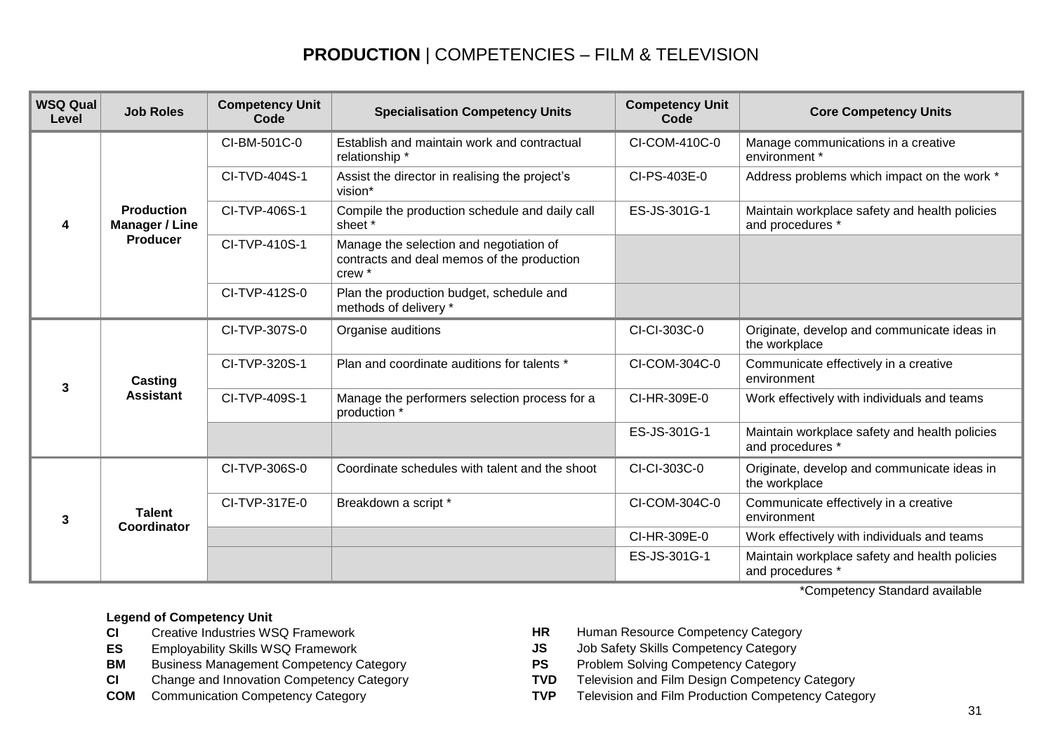# **PRODUCTION** | COMPETENCIES – FILM & TELEVISION

| WSQ Qual Level | Job Roles | Competency Unit Code | Specialisation Competency Units | Competency Unit Code | Core Competency Units |
|---|---|---|---|---|---|
| 4 | **Production Manager / Line Producer** | CI-BM-501C-0 | Establish and maintain work and contractual relationship * | CI-COM-410C-0 | Manage communications in a creative environment * |
| | | CI-TVD-404S-1 | Assist the director in realising the project's vision* | CI-PS-403E-0 | Address problems which impact on the work * |
| | | CI-TVP-406S-1 | Compile the production schedule and daily call sheet * | ES-JS-301G-1 | Maintain workplace safety and health policies and procedures * |
| | | CI-TVP-410S-1 | Manage the selection and negotiation of contracts and deal memos of the production crew * | | |
| | | CI-TVP-412S-0 | Plan the production budget, schedule and methods of delivery * | | |
| 3 | **Casting Assistant** | CI-TVP-307S-0 | Organise auditions | CI-CI-303C-0 | Originate, develop and communicate ideas in the workplace |
| | | CI-TVP-320S-1 | Plan and coordinate auditions for talents * | CI-COM-304C-0 | Communicate effectively in a creative environment |
| | | CI-TVP-409S-1 | Manage the performers selection process for a production * | CI-HR-309E-0 | Work effectively with individuals and teams |
| | | | | ES-JS-301G-1 | Maintain workplace safety and health policies and procedures * |
| 3 | **Talent Coordinator** | CI-TVP-306S-0 | Coordinate schedules with talent and the shoot | CI-CI-303C-0 | Originate, develop and communicate ideas in the workplace |
| | | CI-TVP-317E-0 | Breakdown a script * | CI-COM-304C-0 | Communicate effectively in a creative environment |
| | | | | CI-HR-309E-0 | Work effectively with individuals and teams |
| | | | | ES-JS-301G-1 | Maintain workplace safety and health policies and procedures * |

*Competency Standard available

**Legend of Competency Unit**

- **CI** Creative Industries WSQ Framework
- **ES** Employability Skills WSQ Framework
- **BM** Business Management Competency Category
- **CI** Change and Innovation Competency Category
- **COM** Communication Competency Category
- **HR** Human Resource Competency Category
- **JS** Job Safety Skills Competency Category
- **PS** Problem Solving Competency Category
- **TVD** Television and Film Design Competency Category
- **TVP** Television and Film Production Competency Category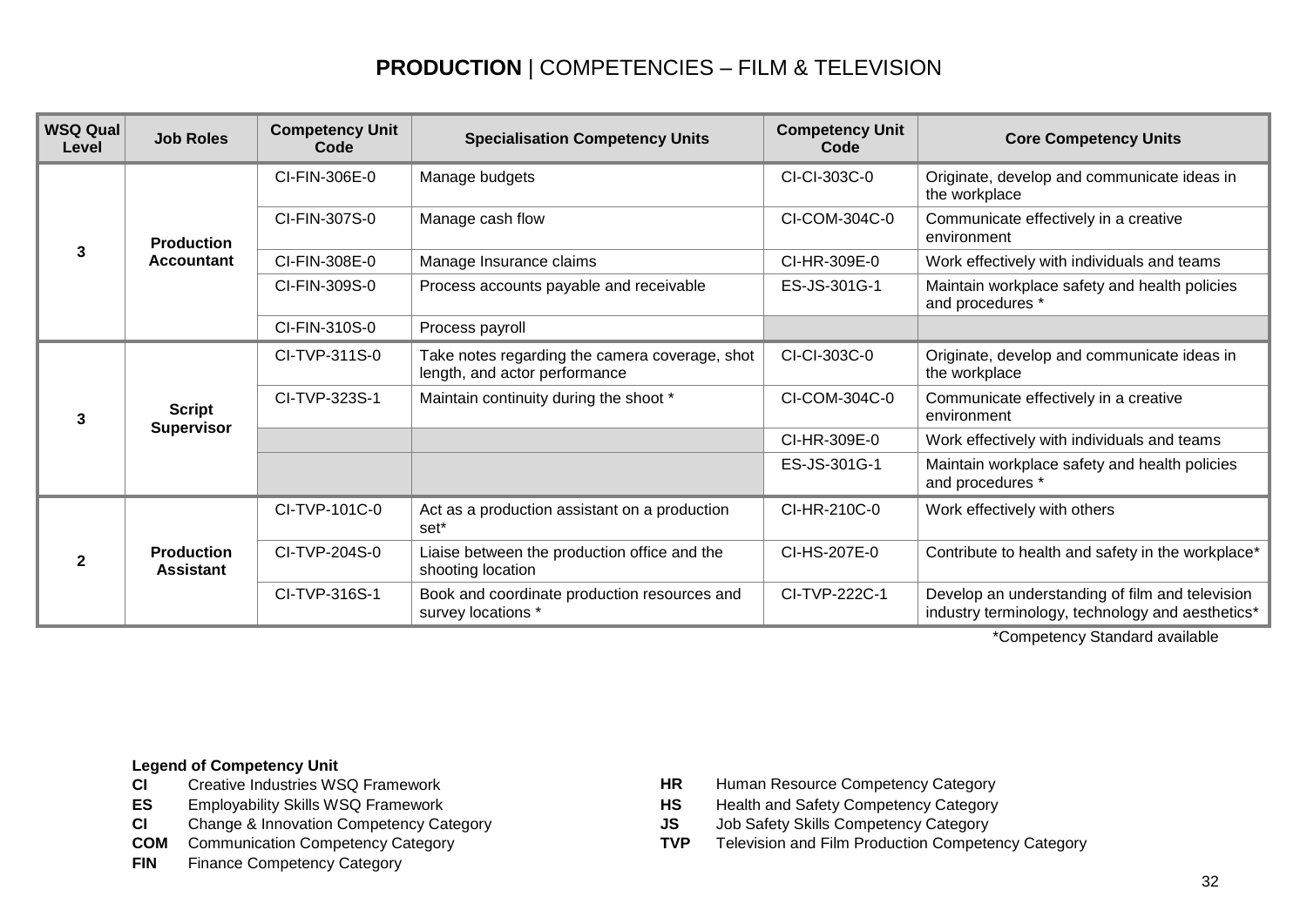# **PRODUCTION** | COMPETENCIES – FILM & TELEVISION

| WSQ Qual Level | Job Roles | Competency Unit Code | Specialisation Competency Units | Competency Unit Code | Core Competency Units |
|---|---|---|---|---|---|
| 3 | Production Accountant | CI-FIN-306E-0 | Manage budgets | CI-CI-303C-0 | Originate, develop and communicate ideas in the workplace |
| | | CI-FIN-307S-0 | Manage cash flow | CI-COM-304C-0 | Communicate effectively in a creative environment |
| | | CI-FIN-308E-0 | Manage Insurance claims | CI-HR-309E-0 | Work effectively with individuals and teams |
| | | CI-FIN-309S-0 | Process accounts payable and receivable | ES-JS-301G-1 | Maintain workplace safety and health policies and procedures * |
| | | CI-FIN-310S-0 | Process payroll | | |
| 3 | Script Supervisor | CI-TVP-311S-0 | Take notes regarding the camera coverage, shot length, and actor performance | CI-CI-303C-0 | Originate, develop and communicate ideas in the workplace |
| | | CI-TVP-323S-1 | Maintain continuity during the shoot * | CI-COM-304C-0 | Communicate effectively in a creative environment |
| | | | | CI-HR-309E-0 | Work effectively with individuals and teams |
| | | | | ES-JS-301G-1 | Maintain workplace safety and health policies and procedures * |
| 2 | Production Assistant | CI-TVP-101C-0 | Act as a production assistant on a production set* | CI-HR-210C-0 | Work effectively with others |
| | | CI-TVP-204S-0 | Liaise between the production office and the shooting location | CI-HS-207E-0 | Contribute to health and safety in the workplace* |
| | | CI-TVP-316S-1 | Book and coordinate production resources and survey locations * | CI-TVP-222C-1 | Develop an understanding of film and television industry terminology, technology and aesthetics* |

*Competency Standard available

**Legend of Competency Unit**

- **CI** Creative Industries WSQ Framework
- **ES** Employability Skills WSQ Framework
- **CI** Change & Innovation Competency Category
- **COM** Communication Competency Category
- **FIN** Finance Competency Category
- **HR** Human Resource Competency Category
- **HS** Health and Safety Competency Category
- **JS** Job Safety Skills Competency Category
- **TVP** Television and Film Production Competency Category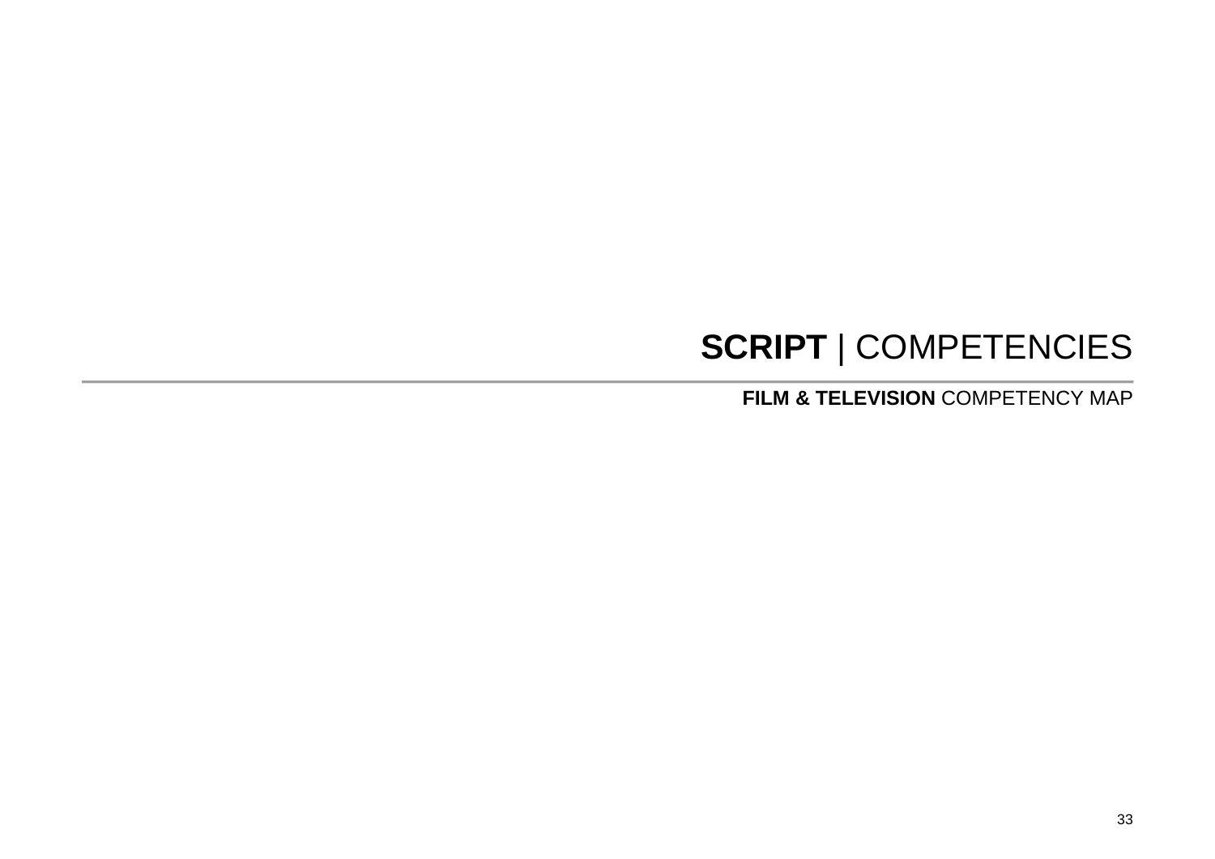# **SCRIPT** | COMPETENCIES

**FILM & TELEVISION** COMPETENCY MAP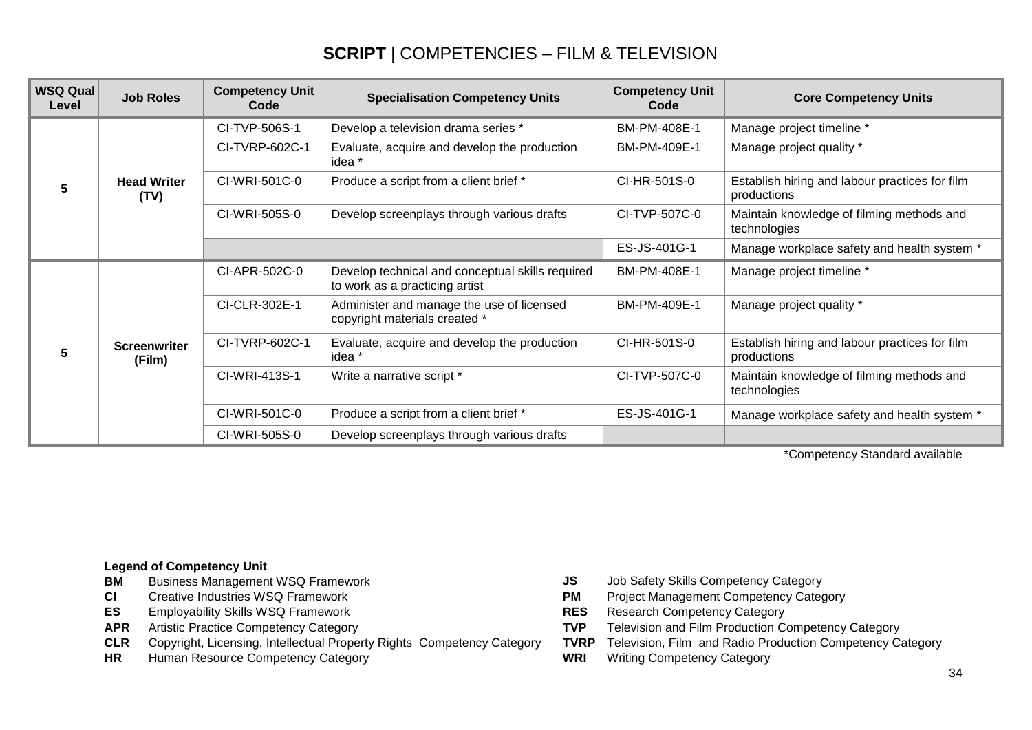# **SCRIPT** | COMPETENCIES – FILM & TELEVISION

| WSQ Qual Level | Job Roles | Competency Unit Code | Specialisation Competency Units | Competency Unit Code | Core Competency Units |
|---|---|---|---|---|---|
| 5 | **Head Writer (TV)** | CI-TVP-506S-1 | Develop a television drama series * | BM-PM-408E-1 | Manage project timeline * |
| | | CI-TVRP-602C-1 | Evaluate, acquire and develop the production idea * | BM-PM-409E-1 | Manage project quality * |
| | | CI-WRI-501C-0 | Produce a script from a client brief * | CI-HR-501S-0 | Establish hiring and labour practices for film productions |
| | | CI-WRI-505S-0 | Develop screenplays through various drafts | CI-TVP-507C-0 | Maintain knowledge of filming methods and technologies |
| | | | | ES-JS-401G-1 | Manage workplace safety and health system * |
| 5 | **Screenwriter (Film)** | CI-APR-502C-0 | Develop technical and conceptual skills required to work as a practicing artist | BM-PM-408E-1 | Manage project timeline * |
| | | CI-CLR-302E-1 | Administer and manage the use of licensed copyright materials created * | BM-PM-409E-1 | Manage project quality * |
| | | CI-TVRP-602C-1 | Evaluate, acquire and develop the production idea * | CI-HR-501S-0 | Establish hiring and labour practices for film productions |
| | | CI-WRI-413S-1 | Write a narrative script * | CI-TVP-507C-0 | Maintain knowledge of filming methods and technologies |
| | | CI-WRI-501C-0 | Produce a script from a client brief * | ES-JS-401G-1 | Manage workplace safety and health system * |
| | | CI-WRI-505S-0 | Develop screenplays through various drafts | | |

*Competency Standard available

**Legend of Competency Unit**

- **BM** Business Management WSQ Framework
- **CI** Creative Industries WSQ Framework
- **ES** Employability Skills WSQ Framework
- **APR** Artistic Practice Competency Category
- **CLR** Copyright, Licensing, Intellectual Property Rights Competency Category
- **HR** Human Resource Competency Category
- **JS** Job Safety Skills Competency Category
- **PM** Project Management Competency Category
- **RES** Research Competency Category
- **TVP** Television and Film Production Competency Category
- **TVRP** Television, Film and Radio Production Competency Category
- **WRI** Writing Competency Category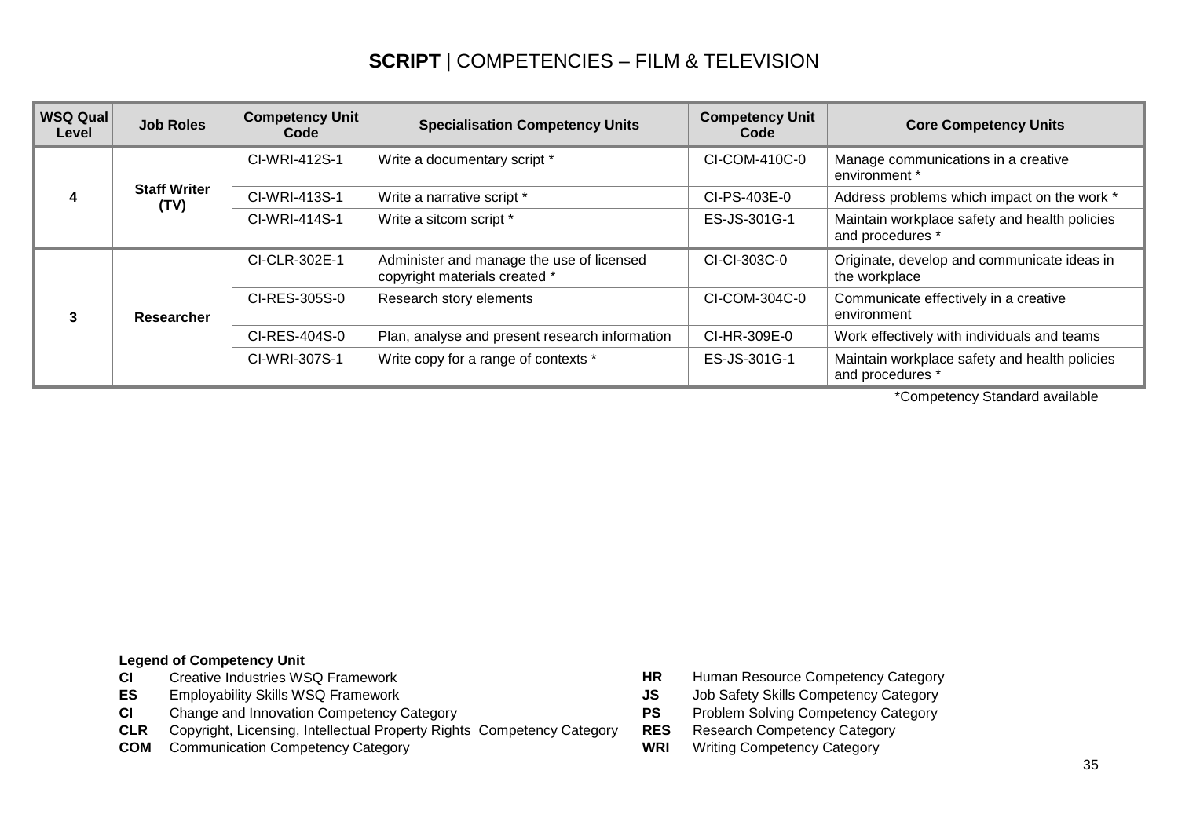# **SCRIPT** | COMPETENCIES – FILM & TELEVISION

| WSQ Qual Level | Job Roles | Competency Unit Code | Specialisation Competency Units | Competency Unit Code | Core Competency Units |
|---|---|---|---|---|---|
| 4 | Staff Writer (TV) | CI-WRI-412S-1 | Write a documentary script * | CI-COM-410C-0 | Manage communications in a creative environment * |
| | | CI-WRI-413S-1 | Write a narrative script * | CI-PS-403E-0 | Address problems which impact on the work * |
| | | CI-WRI-414S-1 | Write a sitcom script * | ES-JS-301G-1 | Maintain workplace safety and health policies and procedures * |
| 3 | Researcher | CI-CLR-302E-1 | Administer and manage the use of licensed copyright materials created * | CI-CI-303C-0 | Originate, develop and communicate ideas in the workplace |
| | | CI-RES-305S-0 | Research story elements | CI-COM-304C-0 | Communicate effectively in a creative environment |
| | | CI-RES-404S-0 | Plan, analyse and present research information | CI-HR-309E-0 | Work effectively with individuals and teams |
| | | CI-WRI-307S-1 | Write copy for a range of contexts * | ES-JS-301G-1 | Maintain workplace safety and health policies and procedures * |

*Competency Standard available

**Legend of Competency Unit**

| | |
|---|---|
| **CI** | Creative Industries WSQ Framework |
| **ES** | Employability Skills WSQ Framework |
| **CI** | Change and Innovation Competency Category |
| **CLR** | Copyright, Licensing, Intellectual Property Rights Competency Category |
| **COM** | Communication Competency Category |
| **HR** | Human Resource Competency Category |
| **JS** | Job Safety Skills Competency Category |
| **PS** | Problem Solving Competency Category |
| **RES** | Research Competency Category |
| **WRI** | Writing Competency Category |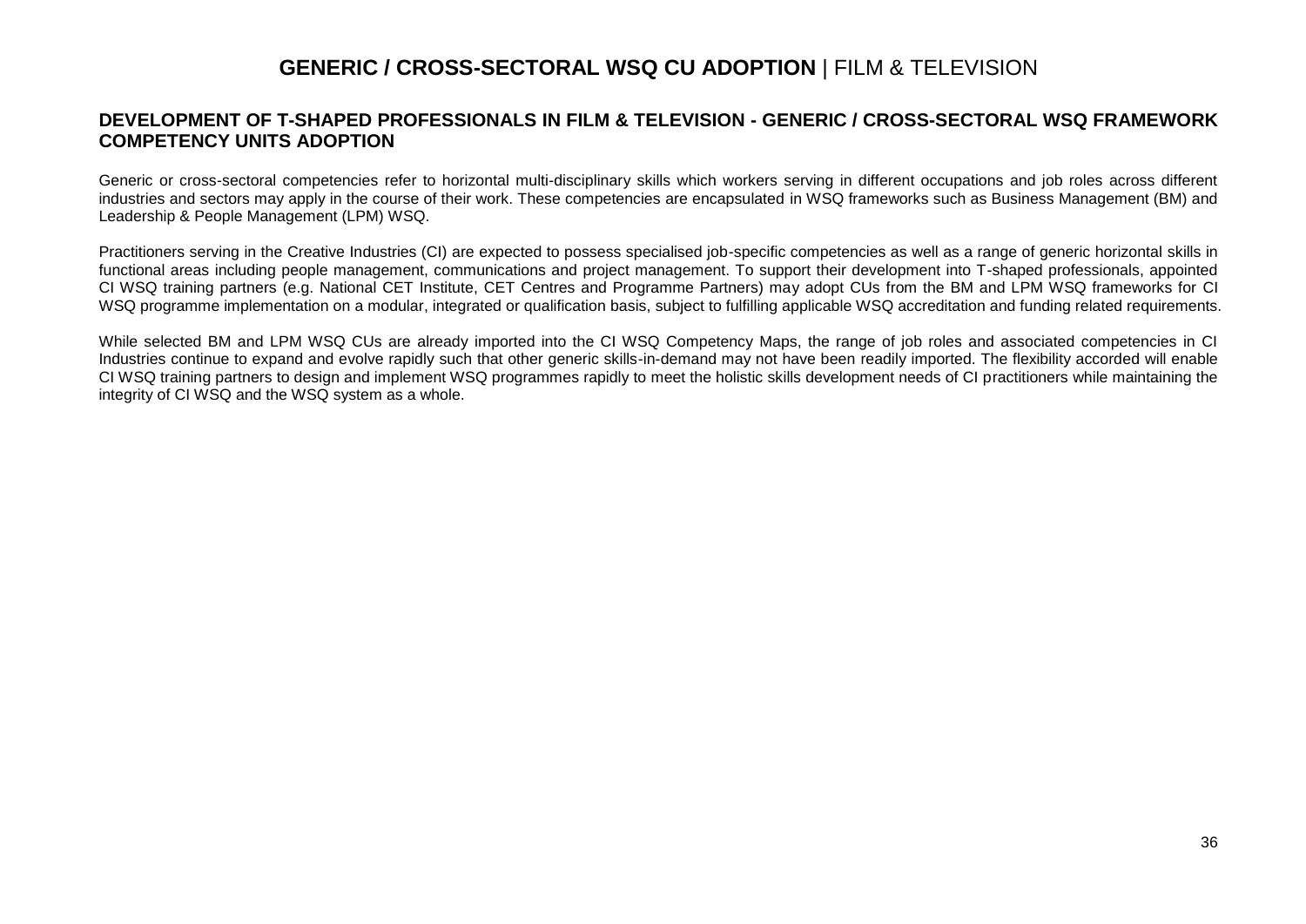# **GENERIC / CROSS-SECTORAL WSQ CU ADOPTION** | FILM & TELEVISION

## DEVELOPMENT OF T-SHAPED PROFESSIONALS IN FILM & TELEVISION - GENERIC / CROSS-SECTORAL WSQ FRAMEWORK COMPETENCY UNITS ADOPTION

Generic or cross-sectoral competencies refer to horizontal multi-disciplinary skills which workers serving in different occupations and job roles across different industries and sectors may apply in the course of their work. These competencies are encapsulated in WSQ frameworks such as Business Management (BM) and Leadership & People Management (LPM) WSQ.

Practitioners serving in the Creative Industries (CI) are expected to possess specialised job-specific competencies as well as a range of generic horizontal skills in functional areas including people management, communications and project management. To support their development into T-shaped professionals, appointed CI WSQ training partners (e.g. National CET Institute, CET Centres and Programme Partners) may adopt CUs from the BM and LPM WSQ frameworks for CI WSQ programme implementation on a modular, integrated or qualification basis, subject to fulfilling applicable WSQ accreditation and funding related requirements.

While selected BM and LPM WSQ CUs are already imported into the CI WSQ Competency Maps, the range of job roles and associated competencies in CI Industries continue to expand and evolve rapidly such that other generic skills-in-demand may not have been readily imported. The flexibility accorded will enable CI WSQ training partners to design and implement WSQ programmes rapidly to meet the holistic skills development needs of CI practitioners while maintaining the integrity of CI WSQ and the WSQ system as a whole.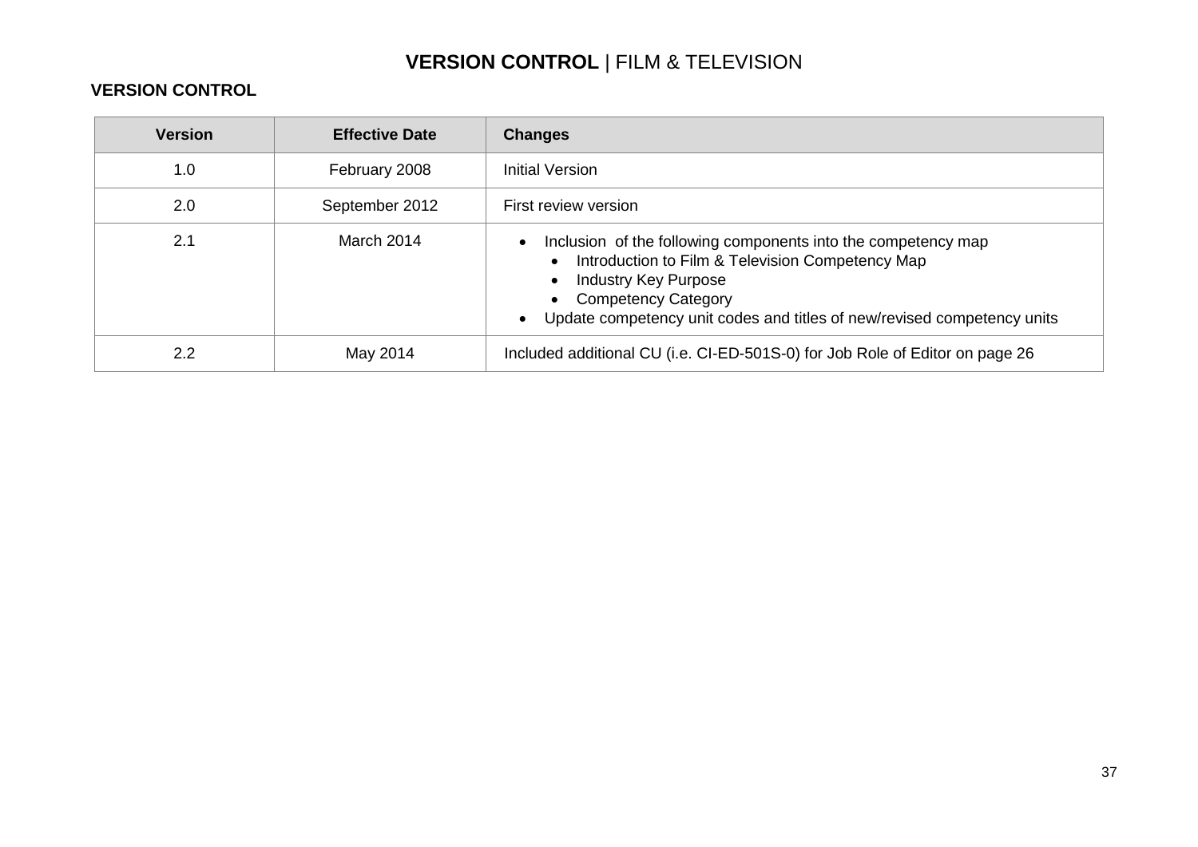# **VERSION CONTROL** | FILM & TELEVISION

## VERSION CONTROL

| Version | Effective Date | Changes |
|---|---|---|
| 1.0 | February 2008 | Initial Version |
| 2.0 | September 2012 | First review version |
| 2.1 | March 2014 | • Inclusion of the following components into the competency map<br>&nbsp;&nbsp;&nbsp;&nbsp;• Introduction to Film & Television Competency Map<br>&nbsp;&nbsp;&nbsp;&nbsp;• Industry Key Purpose<br>&nbsp;&nbsp;&nbsp;&nbsp;• Competency Category<br>• Update competency unit codes and titles of new/revised competency units |
| 2.2 | May 2014 | Included additional CU (i.e. CI-ED-501S-0) for Job Role of Editor on page 26 |